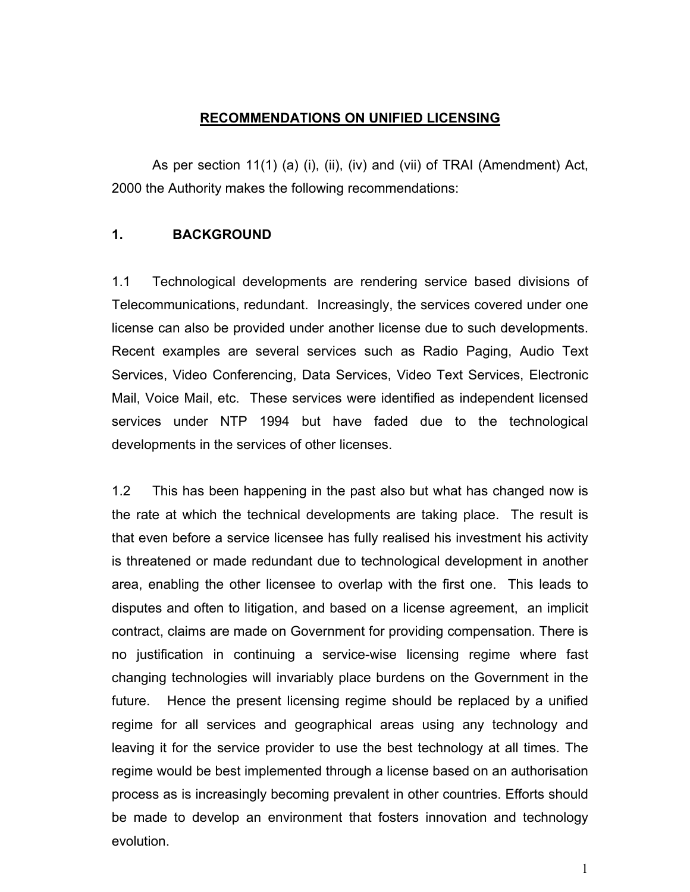# RECOMMENDATIONS ON UNIFIED LICENSING

As per section 11(1) (a) (i), (ii), (iv) and (vii) of TRAI (Amendment) Act, 2000 the Authority makes the following recommendations:

## 1. BACKGROUND

1.1 Technological developments are rendering service based divisions of Telecommunications, redundant. Increasingly, the services covered under one license can also be provided under another license due to such developments. Recent examples are several services such as Radio Paging, Audio Text Services, Video Conferencing, Data Services, Video Text Services, Electronic Mail, Voice Mail, etc. These services were identified as independent licensed services under NTP 1994 but have faded due to the technological developments in the services of other licenses.

1.2 This has been happening in the past also but what has changed now is the rate at which the technical developments are taking place. The result is that even before a service licensee has fully realised his investment his activity is threatened or made redundant due to technological development in another area, enabling the other licensee to overlap with the first one. This leads to disputes and often to litigation, and based on a license agreement, an implicit contract, claims are made on Government for providing compensation. There is no justification in continuing a service-wise licensing regime where fast changing technologies will invariably place burdens on the Government in the future. Hence the present licensing regime should be replaced by a unified regime for all services and geographical areas using any technology and leaving it for the service provider to use the best technology at all times. The regime would be best implemented through a license based on an authorisation process as is increasingly becoming prevalent in other countries. Efforts should be made to develop an environment that fosters innovation and technology evolution.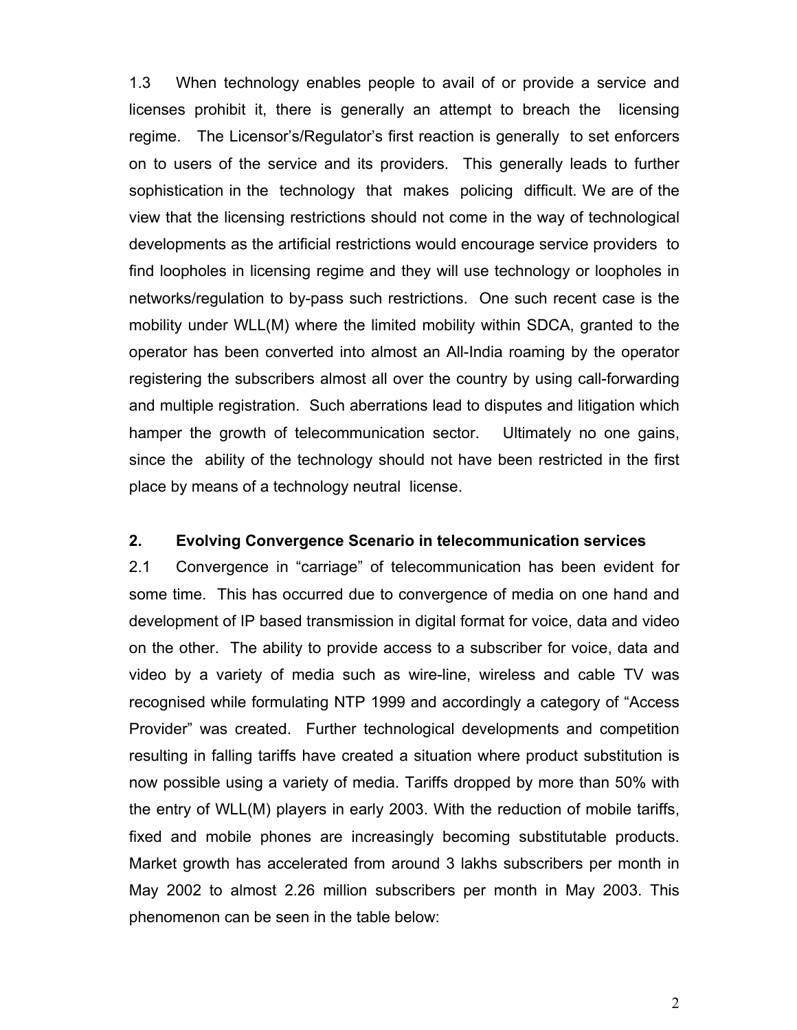1.3 When technology enables people to avail of or provide a service and licenses prohibit it, there is generally an attempt to breach the licensing regime. The Licensor's/Regulator's first reaction is generally to set enforcers on to users of the service and its providers. This generally leads to further sophistication in the technology that makes policing difficult. We are of the view that the licensing restrictions should not come in the way of technological developments as the artificial restrictions would encourage service providers to find loopholes in licensing regime and they will use technology or loopholes in networks/regulation to by-pass such restrictions. One such recent case is the mobility under WLL(M) where the limited mobility within SDCA, granted to the operator has been converted into almost an All-India roaming by the operator registering the subscribers almost all over the country by using call-forwarding and multiple registration. Such aberrations lead to disputes and litigation which hamper the growth of telecommunication sector. Ultimately no one gains, since the ability of the technology should not have been restricted in the first place by means of a technology neutral license.

## 2. Evolving Convergence Scenario in telecommunication services

2.1 Convergence in "carriage" of telecommunication has been evident for some time. This has occurred due to convergence of media on one hand and development of IP based transmission in digital format for voice, data and video on the other. The ability to provide access to a subscriber for voice, data and video by a variety of media such as wire-line, wireless and cable TV was recognised while formulating NTP 1999 and accordingly a category of "Access Provider" was created. Further technological developments and competition resulting in falling tariffs have created a situation where product substitution is now possible using a variety of media. Tariffs dropped by more than 50% with the entry of WLL(M) players in early 2003. With the reduction of mobile tariffs, fixed and mobile phones are increasingly becoming substitutable products. Market growth has accelerated from around 3 lakhs subscribers per month in May 2002 to almost 2.26 million subscribers per month in May 2003. This phenomenon can be seen in the table below: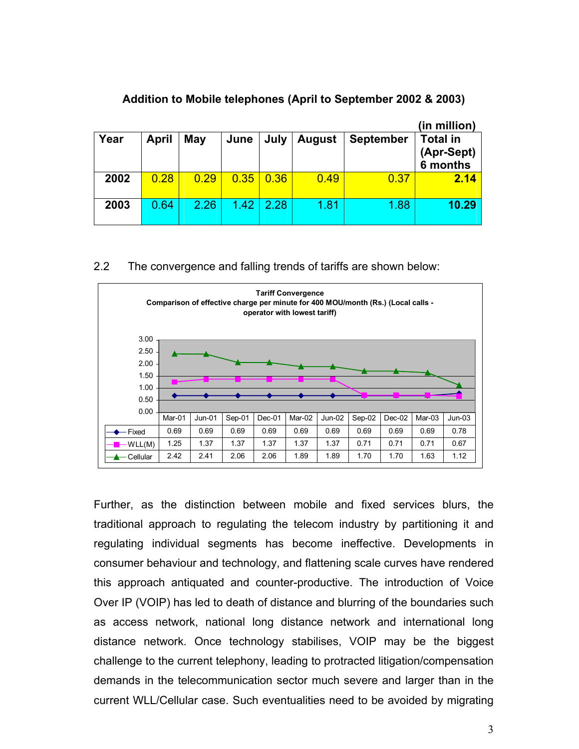**Addition to Mobile telephones (April to September 2002 & 2003)**

(in million)

| Year | April | May | June | July | August | September | Total in (Apr-Sept) 6 months |
|---|---|---|---|---|---|---|---|
| **2002** | 0.28 | 0.29 | 0.35 | 0.36 | 0.49 | 0.37 | **2.14** |
| **2003** | 0.64 | 2.26 | 1.42 | 2.28 | 1.81 | 1.88 | **10.29** |

2.2 The convergence and falling trends of tariffs are shown below:

**Tariff Convergence**
**Comparison of effective charge per minute for 400 MOU/month (Rs.) (Local calls - operator with lowest tariff)**

| | Mar-01 | Jun-01 | Sep-01 | Dec-01 | Mar-02 | Jun-02 | Sep-02 | Dec-02 | Mar-03 | Jun-03 |
|---|---|---|---|---|---|---|---|---|---|---|
| Fixed | 0.69 | 0.69 | 0.69 | 0.69 | 0.69 | 0.69 | 0.69 | 0.69 | 0.69 | 0.78 |
| WLL(M) | 1.25 | 1.37 | 1.37 | 1.37 | 1.37 | 1.37 | 0.71 | 0.71 | 0.71 | 0.67 |
| Cellular | 2.42 | 2.41 | 2.06 | 2.06 | 1.89 | 1.89 | 1.70 | 1.70 | 1.63 | 1.12 |

Further, as the distinction between mobile and fixed services blurs, the traditional approach to regulating the telecom industry by partitioning it and regulating individual segments has become ineffective. Developments in consumer behaviour and technology, and flattening scale curves have rendered this approach antiquated and counter-productive. The introduction of Voice Over IP (VOIP) has led to death of distance and blurring of the boundaries such as access network, national long distance network and international long distance network. Once technology stabilises, VOIP may be the biggest challenge to the current telephony, leading to protracted litigation/compensation demands in the telecommunication sector much severe and larger than in the current WLL/Cellular case. Such eventualities need to be avoided by migrating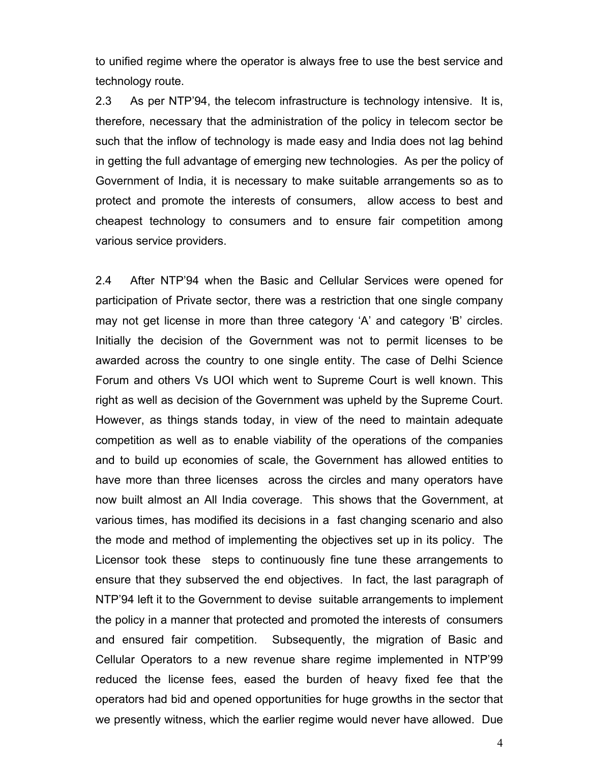to unified regime where the operator is always free to use the best service and technology route.

2.3 As per NTP'94, the telecom infrastructure is technology intensive. It is, therefore, necessary that the administration of the policy in telecom sector be such that the inflow of technology is made easy and India does not lag behind in getting the full advantage of emerging new technologies. As per the policy of Government of India, it is necessary to make suitable arrangements so as to protect and promote the interests of consumers, allow access to best and cheapest technology to consumers and to ensure fair competition among various service providers.

2.4 After NTP'94 when the Basic and Cellular Services were opened for participation of Private sector, there was a restriction that one single company may not get license in more than three category 'A' and category 'B' circles. Initially the decision of the Government was not to permit licenses to be awarded across the country to one single entity. The case of Delhi Science Forum and others Vs UOI which went to Supreme Court is well known. This right as well as decision of the Government was upheld by the Supreme Court. However, as things stands today, in view of the need to maintain adequate competition as well as to enable viability of the operations of the companies and to build up economies of scale, the Government has allowed entities to have more than three licenses across the circles and many operators have now built almost an All India coverage. This shows that the Government, at various times, has modified its decisions in a fast changing scenario and also the mode and method of implementing the objectives set up in its policy. The Licensor took these steps to continuously fine tune these arrangements to ensure that they subserved the end objectives. In fact, the last paragraph of NTP'94 left it to the Government to devise suitable arrangements to implement the policy in a manner that protected and promoted the interests of consumers and ensured fair competition. Subsequently, the migration of Basic and Cellular Operators to a new revenue share regime implemented in NTP'99 reduced the license fees, eased the burden of heavy fixed fee that the operators had bid and opened opportunities for huge growths in the sector that we presently witness, which the earlier regime would never have allowed. Due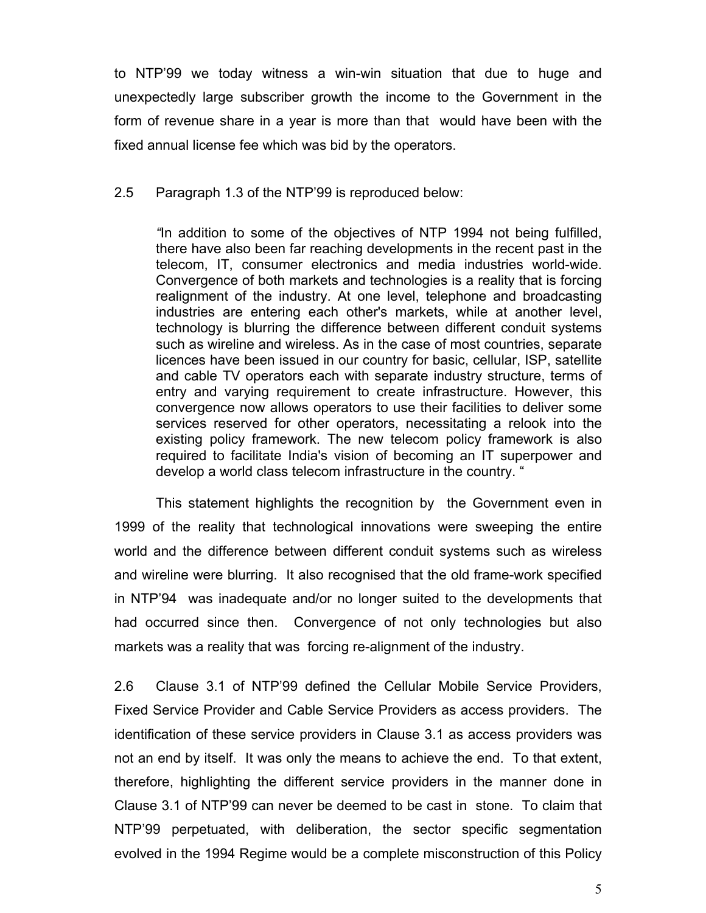to NTP'99 we today witness a win-win situation that due to huge and unexpectedly large subscriber growth the income to the Government in the form of revenue share in a year is more than that would have been with the fixed annual license fee which was bid by the operators.

2.5 Paragraph 1.3 of the NTP'99 is reproduced below:

> *"*In addition to some of the objectives of NTP 1994 not being fulfilled, there have also been far reaching developments in the recent past in the telecom, IT, consumer electronics and media industries world-wide. Convergence of both markets and technologies is a reality that is forcing realignment of the industry. At one level, telephone and broadcasting industries are entering each other's markets, while at another level, technology is blurring the difference between different conduit systems such as wireline and wireless. As in the case of most countries, separate licences have been issued in our country for basic, cellular, ISP, satellite and cable TV operators each with separate industry structure, terms of entry and varying requirement to create infrastructure. However, this convergence now allows operators to use their facilities to deliver some services reserved for other operators, necessitating a relook into the existing policy framework. The new telecom policy framework is also required to facilitate India's vision of becoming an IT superpower and develop a world class telecom infrastructure in the country. "

This statement highlights the recognition by the Government even in 1999 of the reality that technological innovations were sweeping the entire world and the difference between different conduit systems such as wireless and wireline were blurring. It also recognised that the old frame-work specified in NTP'94 was inadequate and/or no longer suited to the developments that had occurred since then. Convergence of not only technologies but also markets was a reality that was forcing re-alignment of the industry.

2.6 Clause 3.1 of NTP'99 defined the Cellular Mobile Service Providers, Fixed Service Provider and Cable Service Providers as access providers. The identification of these service providers in Clause 3.1 as access providers was not an end by itself. It was only the means to achieve the end. To that extent, therefore, highlighting the different service providers in the manner done in Clause 3.1 of NTP'99 can never be deemed to be cast in stone. To claim that NTP'99 perpetuated, with deliberation, the sector specific segmentation evolved in the 1994 Regime would be a complete misconstruction of this Policy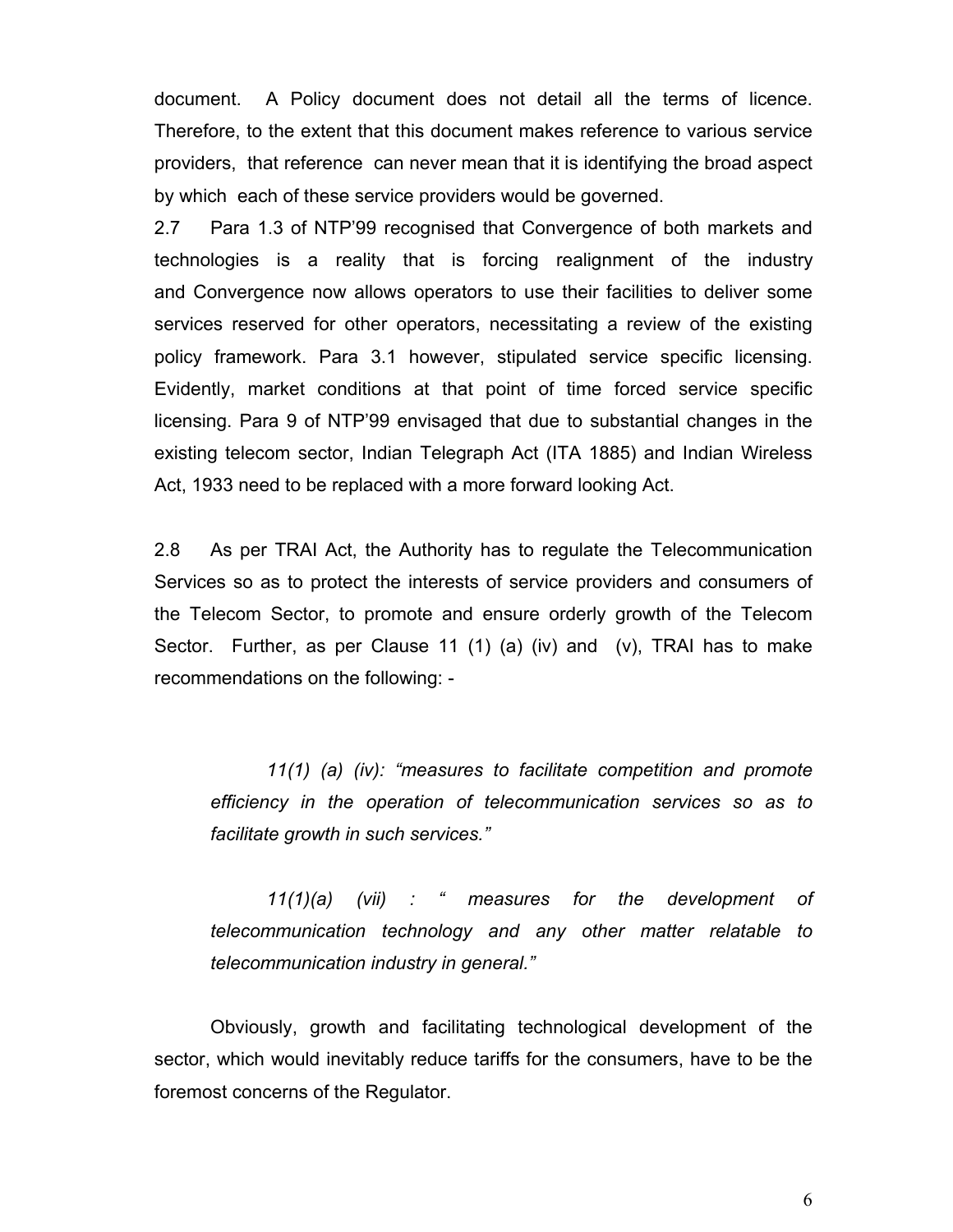document. A Policy document does not detail all the terms of licence. Therefore, to the extent that this document makes reference to various service providers, that reference can never mean that it is identifying the broad aspect by which each of these service providers would be governed.

2.7 Para 1.3 of NTP'99 recognised that Convergence of both markets and technologies is a reality that is forcing realignment of the industry and Convergence now allows operators to use their facilities to deliver some services reserved for other operators, necessitating a review of the existing policy framework. Para 3.1 however, stipulated service specific licensing. Evidently, market conditions at that point of time forced service specific licensing. Para 9 of NTP'99 envisaged that due to substantial changes in the existing telecom sector, Indian Telegraph Act (ITA 1885) and Indian Wireless Act, 1933 need to be replaced with a more forward looking Act.

2.8 As per TRAI Act, the Authority has to regulate the Telecommunication Services so as to protect the interests of service providers and consumers of the Telecom Sector, to promote and ensure orderly growth of the Telecom Sector. Further, as per Clause 11 (1) (a) (iv) and (v), TRAI has to make recommendations on the following: -

> *11(1) (a) (iv): "measures to facilitate competition and promote efficiency in the operation of telecommunication services so as to facilitate growth in such services."*
>
> *11(1)(a) (vii) : " measures for the development of telecommunication technology and any other matter relatable to telecommunication industry in general."*

Obviously, growth and facilitating technological development of the sector, which would inevitably reduce tariffs for the consumers, have to be the foremost concerns of the Regulator.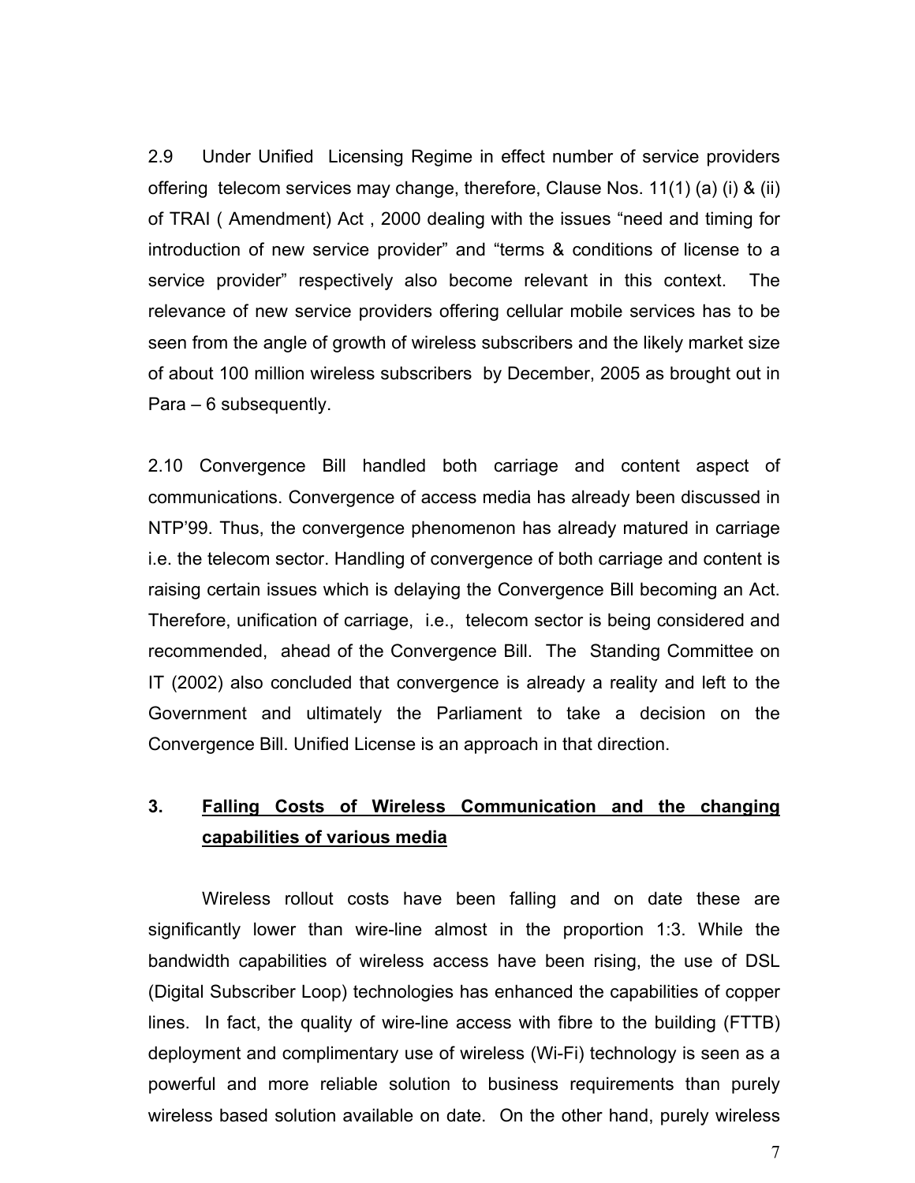2.9 Under Unified Licensing Regime in effect number of service providers offering telecom services may change, therefore, Clause Nos. 11(1) (a) (i) & (ii) of TRAI ( Amendment) Act , 2000 dealing with the issues "need and timing for introduction of new service provider" and "terms & conditions of license to a service provider" respectively also become relevant in this context. The relevance of new service providers offering cellular mobile services has to be seen from the angle of growth of wireless subscribers and the likely market size of about 100 million wireless subscribers by December, 2005 as brought out in Para – 6 subsequently.

2.10 Convergence Bill handled both carriage and content aspect of communications. Convergence of access media has already been discussed in NTP'99. Thus, the convergence phenomenon has already matured in carriage i.e. the telecom sector. Handling of convergence of both carriage and content is raising certain issues which is delaying the Convergence Bill becoming an Act. Therefore, unification of carriage, i.e., telecom sector is being considered and recommended, ahead of the Convergence Bill. The Standing Committee on IT (2002) also concluded that convergence is already a reality and left to the Government and ultimately the Parliament to take a decision on the Convergence Bill. Unified License is an approach in that direction.

## 3. <u>Falling Costs of Wireless Communication and the changing capabilities of various media</u>

Wireless rollout costs have been falling and on date these are significantly lower than wire-line almost in the proportion 1:3. While the bandwidth capabilities of wireless access have been rising, the use of DSL (Digital Subscriber Loop) technologies has enhanced the capabilities of copper lines. In fact, the quality of wire-line access with fibre to the building (FTTB) deployment and complimentary use of wireless (Wi-Fi) technology is seen as a powerful and more reliable solution to business requirements than purely wireless based solution available on date. On the other hand, purely wireless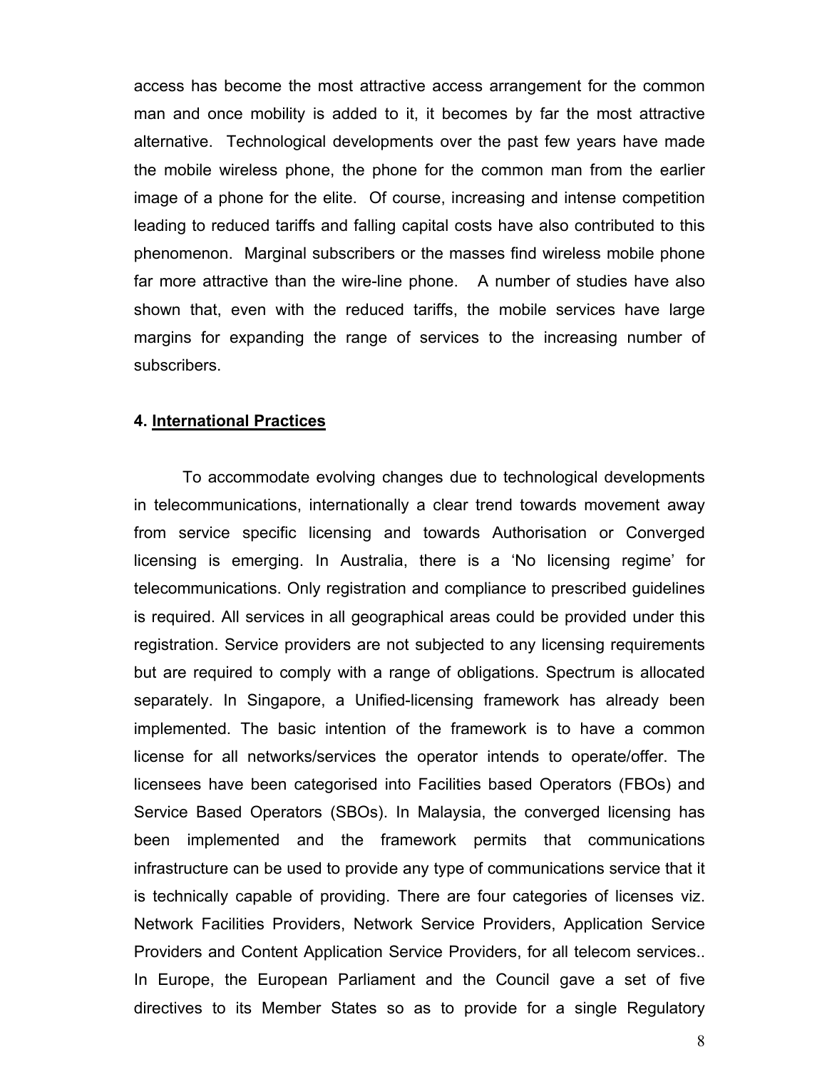access has become the most attractive access arrangement for the common man and once mobility is added to it, it becomes by far the most attractive alternative. Technological developments over the past few years have made the mobile wireless phone, the phone for the common man from the earlier image of a phone for the elite. Of course, increasing and intense competition leading to reduced tariffs and falling capital costs have also contributed to this phenomenon. Marginal subscribers or the masses find wireless mobile phone far more attractive than the wire-line phone. A number of studies have also shown that, even with the reduced tariffs, the mobile services have large margins for expanding the range of services to the increasing number of subscribers.

## 4. International Practices

To accommodate evolving changes due to technological developments in telecommunications, internationally a clear trend towards movement away from service specific licensing and towards Authorisation or Converged licensing is emerging. In Australia, there is a 'No licensing regime' for telecommunications. Only registration and compliance to prescribed guidelines is required. All services in all geographical areas could be provided under this registration. Service providers are not subjected to any licensing requirements but are required to comply with a range of obligations. Spectrum is allocated separately. In Singapore, a Unified-licensing framework has already been implemented. The basic intention of the framework is to have a common license for all networks/services the operator intends to operate/offer. The licensees have been categorised into Facilities based Operators (FBOs) and Service Based Operators (SBOs). In Malaysia, the converged licensing has been implemented and the framework permits that communications infrastructure can be used to provide any type of communications service that it is technically capable of providing. There are four categories of licenses viz. Network Facilities Providers, Network Service Providers, Application Service Providers and Content Application Service Providers, for all telecom services.. In Europe, the European Parliament and the Council gave a set of five directives to its Member States so as to provide for a single Regulatory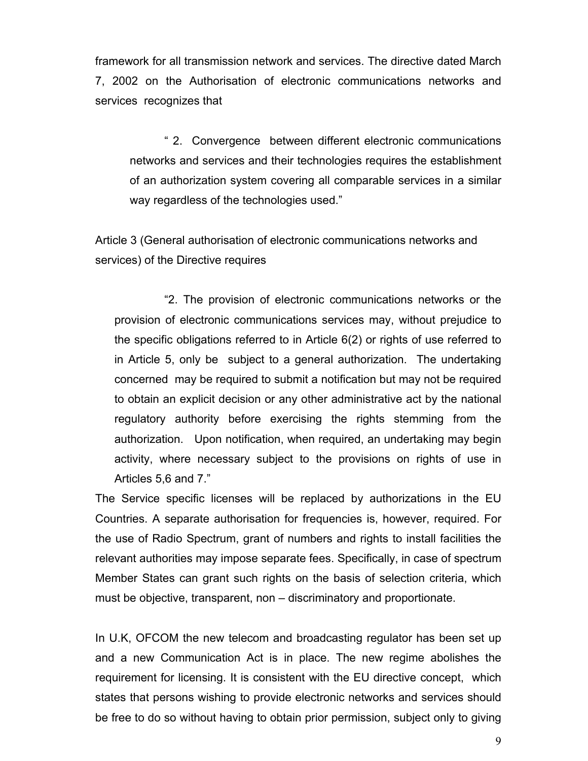framework for all transmission network and services. The directive dated March 7, 2002 on the Authorisation of electronic communications networks and services recognizes that

> " 2. Convergence between different electronic communications networks and services and their technologies requires the establishment of an authorization system covering all comparable services in a similar way regardless of the technologies used."

Article 3 (General authorisation of electronic communications networks and services) of the Directive requires

> "2. The provision of electronic communications networks or the provision of electronic communications services may, without prejudice to the specific obligations referred to in Article 6(2) or rights of use referred to in Article 5, only be subject to a general authorization. The undertaking concerned may be required to submit a notification but may not be required to obtain an explicit decision or any other administrative act by the national regulatory authority before exercising the rights stemming from the authorization. Upon notification, when required, an undertaking may begin activity, where necessary subject to the provisions on rights of use in Articles 5,6 and 7."

The Service specific licenses will be replaced by authorizations in the EU Countries. A separate authorisation for frequencies is, however, required. For the use of Radio Spectrum, grant of numbers and rights to install facilities the relevant authorities may impose separate fees. Specifically, in case of spectrum Member States can grant such rights on the basis of selection criteria, which must be objective, transparent, non – discriminatory and proportionate.

In U.K, OFCOM the new telecom and broadcasting regulator has been set up and a new Communication Act is in place. The new regime abolishes the requirement for licensing. It is consistent with the EU directive concept, which states that persons wishing to provide electronic networks and services should be free to do so without having to obtain prior permission, subject only to giving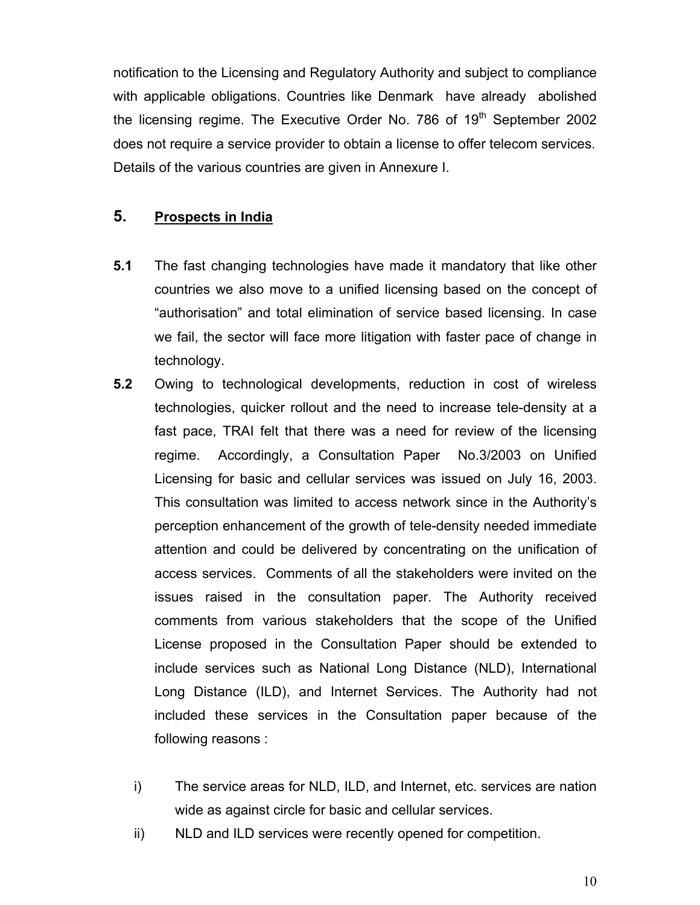notification to the Licensing and Regulatory Authority and subject to compliance with applicable obligations. Countries like Denmark have already abolished the licensing regime. The Executive Order No. 786 of 19th September 2002 does not require a service provider to obtain a license to offer telecom services. Details of the various countries are given in Annexure I.

## 5. Prospects in India

**5.1** The fast changing technologies have made it mandatory that like other countries we also move to a unified licensing based on the concept of "authorisation" and total elimination of service based licensing. In case we fail, the sector will face more litigation with faster pace of change in technology.

**5.2** Owing to technological developments, reduction in cost of wireless technologies, quicker rollout and the need to increase tele-density at a fast pace, TRAI felt that there was a need for review of the licensing regime. Accordingly, a Consultation Paper No.3/2003 on Unified Licensing for basic and cellular services was issued on July 16, 2003. This consultation was limited to access network since in the Authority's perception enhancement of the growth of tele-density needed immediate attention and could be delivered by concentrating on the unification of access services. Comments of all the stakeholders were invited on the issues raised in the consultation paper. The Authority received comments from various stakeholders that the scope of the Unified License proposed in the Consultation Paper should be extended to include services such as National Long Distance (NLD), International Long Distance (ILD), and Internet Services. The Authority had not included these services in the Consultation paper because of the following reasons :

i) The service areas for NLD, ILD, and Internet, etc. services are nation wide as against circle for basic and cellular services.

ii) NLD and ILD services were recently opened for competition.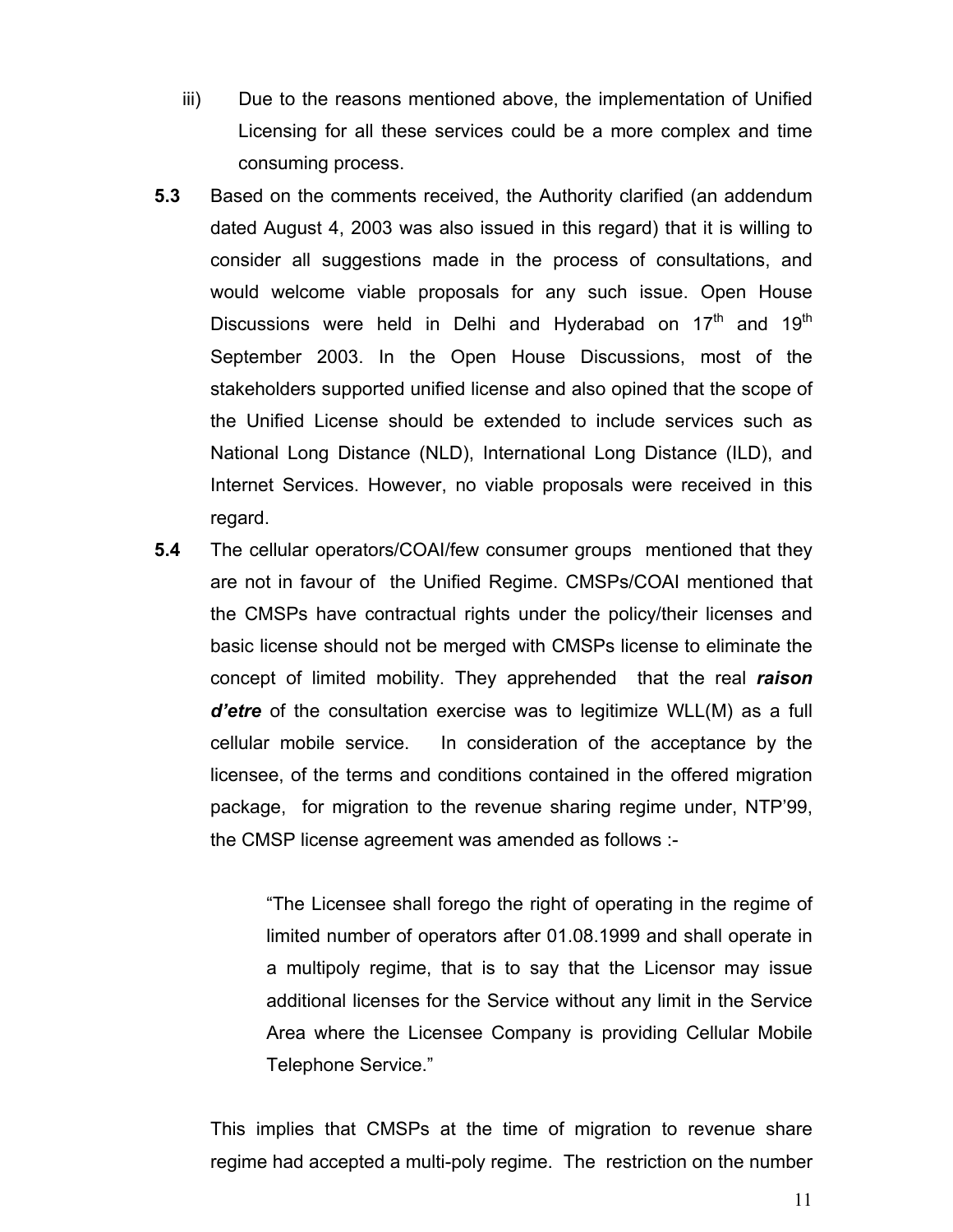iii) Due to the reasons mentioned above, the implementation of Unified Licensing for all these services could be a more complex and time consuming process.

**5.3** Based on the comments received, the Authority clarified (an addendum dated August 4, 2003 was also issued in this regard) that it is willing to consider all suggestions made in the process of consultations, and would welcome viable proposals for any such issue. Open House Discussions were held in Delhi and Hyderabad on 17th and 19th September 2003. In the Open House Discussions, most of the stakeholders supported unified license and also opined that the scope of the Unified License should be extended to include services such as National Long Distance (NLD), International Long Distance (ILD), and Internet Services. However, no viable proposals were received in this regard.

**5.4** The cellular operators/COAI/few consumer groups mentioned that they are not in favour of the Unified Regime. CMSPs/COAI mentioned that the CMSPs have contractual rights under the policy/their licenses and basic license should not be merged with CMSPs license to eliminate the concept of limited mobility. They apprehended that the real ***raison d'etre*** of the consultation exercise was to legitimize WLL(M) as a full cellular mobile service. In consideration of the acceptance by the licensee, of the terms and conditions contained in the offered migration package, for migration to the revenue sharing regime under, NTP'99, the CMSP license agreement was amended as follows :-

> "The Licensee shall forego the right of operating in the regime of limited number of operators after 01.08.1999 and shall operate in a multipoly regime, that is to say that the Licensor may issue additional licenses for the Service without any limit in the Service Area where the Licensee Company is providing Cellular Mobile Telephone Service."

This implies that CMSPs at the time of migration to revenue share regime had accepted a multi-poly regime. The restriction on the number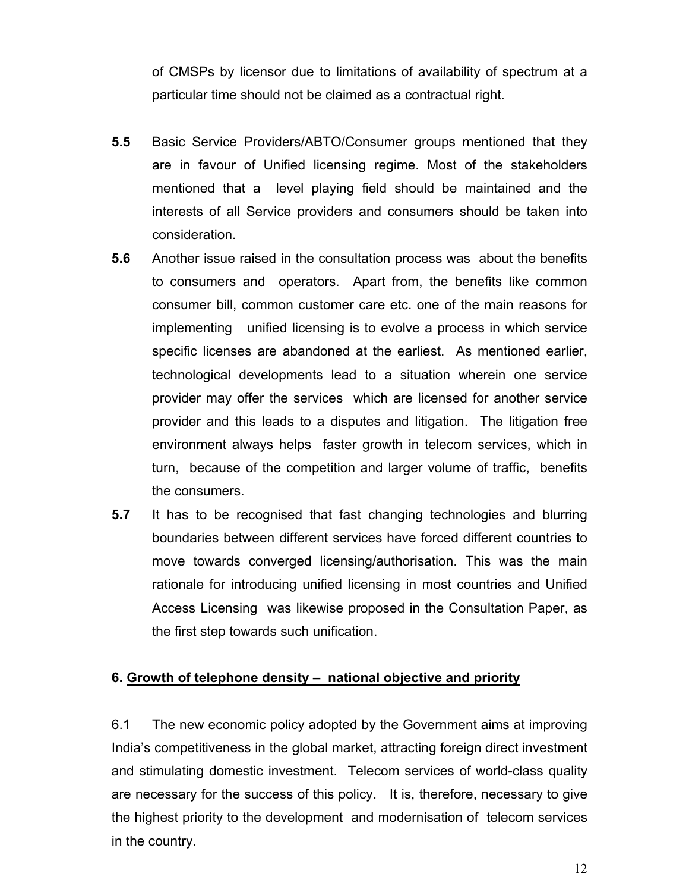of CMSPs by licensor due to limitations of availability of spectrum at a particular time should not be claimed as a contractual right.

**5.5** Basic Service Providers/ABTO/Consumer groups mentioned that they are in favour of Unified licensing regime. Most of the stakeholders mentioned that a level playing field should be maintained and the interests of all Service providers and consumers should be taken into consideration.

**5.6** Another issue raised in the consultation process was about the benefits to consumers and operators. Apart from, the benefits like common consumer bill, common customer care etc. one of the main reasons for implementing unified licensing is to evolve a process in which service specific licenses are abandoned at the earliest. As mentioned earlier, technological developments lead to a situation wherein one service provider may offer the services which are licensed for another service provider and this leads to a disputes and litigation. The litigation free environment always helps faster growth in telecom services, which in turn, because of the competition and larger volume of traffic, benefits the consumers.

**5.7** It has to be recognised that fast changing technologies and blurring boundaries between different services have forced different countries to move towards converged licensing/authorisation. This was the main rationale for introducing unified licensing in most countries and Unified Access Licensing was likewise proposed in the Consultation Paper, as the first step towards such unification.

## 6. Growth of telephone density – national objective and priority

6.1 The new economic policy adopted by the Government aims at improving India's competitiveness in the global market, attracting foreign direct investment and stimulating domestic investment. Telecom services of world-class quality are necessary for the success of this policy. It is, therefore, necessary to give the highest priority to the development and modernisation of telecom services in the country.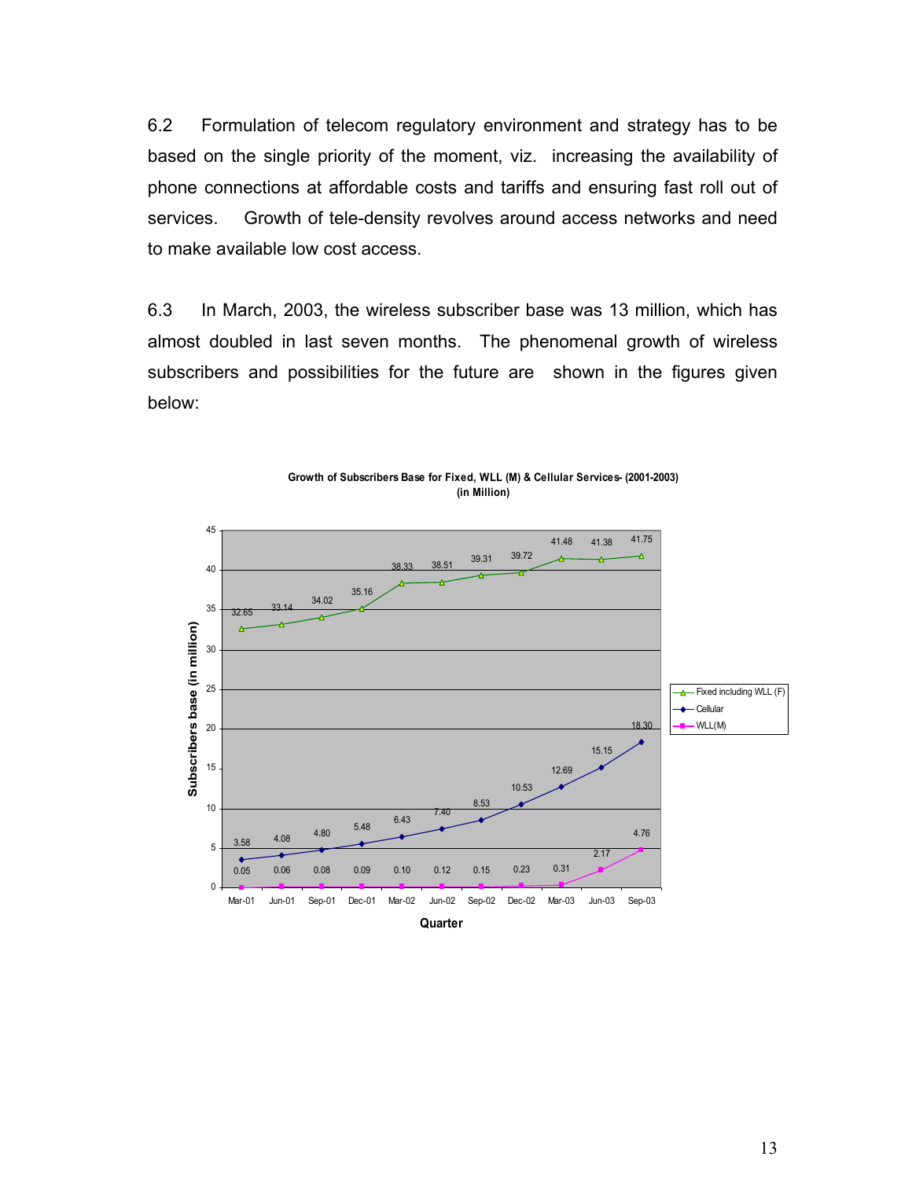6.2 Formulation of telecom regulatory environment and strategy has to be based on the single priority of the moment, viz. increasing the availability of phone connections at affordable costs and tariffs and ensuring fast roll out of services. Growth of tele-density revolves around access networks and need to make available low cost access.

6.3 In March, 2003, the wireless subscriber base was 13 million, which has almost doubled in last seven months. The phenomenal growth of wireless subscribers and possibilities for the future are shown in the figures given below:

**Growth of Subscribers Base for Fixed, WLL (M) & Cellular Services- (2001-2003) (in Million)**

| Quarter | Fixed including WLL (F) | Cellular | WLL(M) |
|---|---|---|---|
| Mar-01 | 32.65 | 3.58 | 0.05 |
| Jun-01 | 33.14 | 4.08 | 0.06 |
| Sep-01 | 34.02 | 4.80 | 0.08 |
| Dec-01 | 35.16 | 5.48 | 0.09 |
| Mar-02 | 38.33 | 6.43 | 0.10 |
| Jun-02 | 38.51 | 7.40 | 0.12 |
| Sep-02 | 39.31 | 8.53 | 0.15 |
| Dec-02 | 39.72 | 10.53 | 0.23 |
| Mar-03 | 41.48 | 12.69 | 0.31 |
| Jun-03 | 41.38 | 15.15 | 2.17 |
| Sep-03 | 41.75 | 18.30 | 4.76 |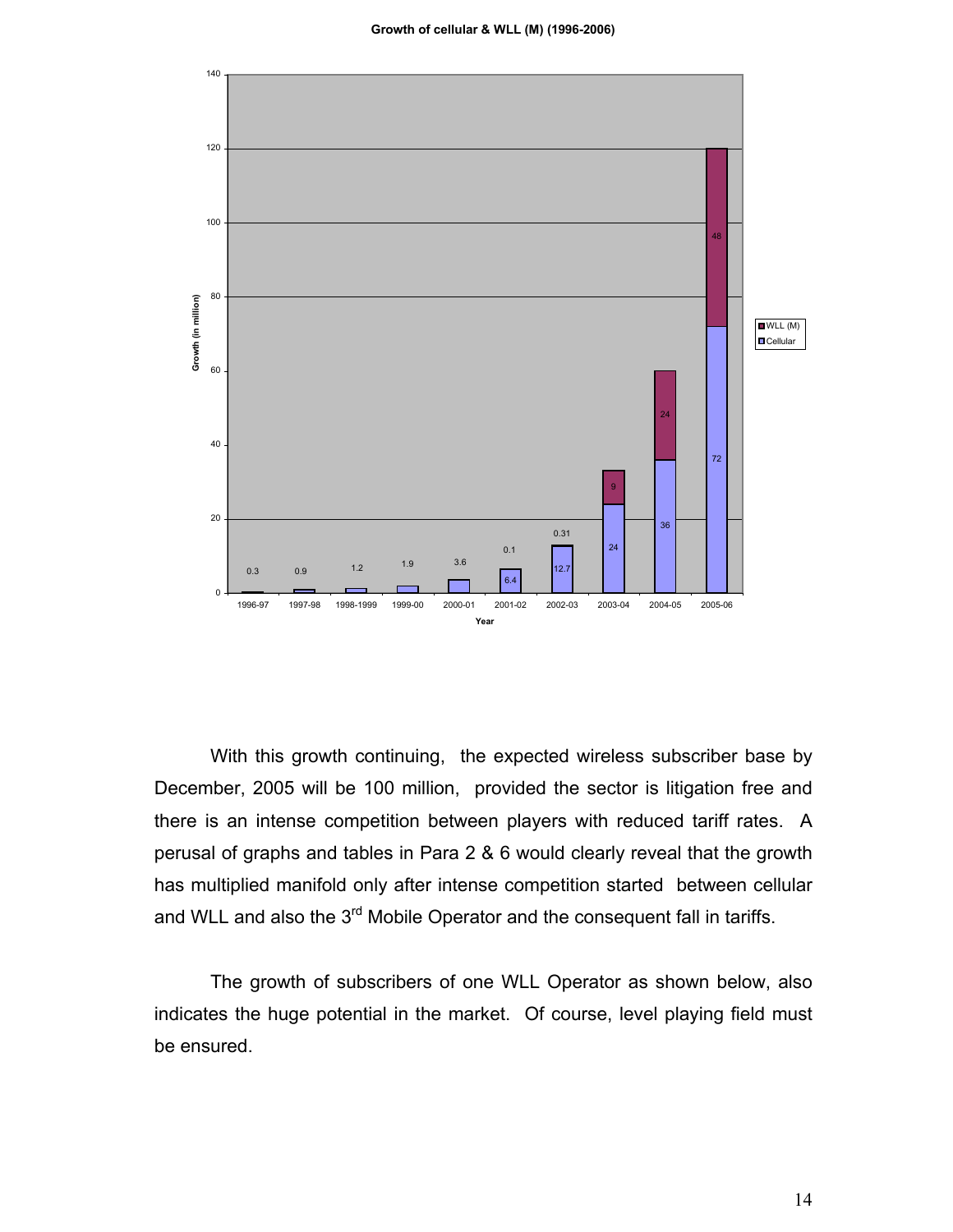**Growth of cellular & WLL (M) (1996-2006)**

| Year | Cellular | WLL (M) |
|---|---|---|
| 1996-97 | 0.3 | |
| 1997-98 | 0.9 | |
| 1998-1999 | 1.2 | |
| 1999-00 | 1.9 | |
| 2000-01 | 3.6 | |
| 2001-02 | 6.4 | 0.1 |
| 2002-03 | 12.7 | 0.31 |
| 2003-04 | 24 | 9 |
| 2004-05 | 36 | 24 |
| 2005-06 | 72 | 48 |

With this growth continuing, the expected wireless subscriber base by December, 2005 will be 100 million, provided the sector is litigation free and there is an intense competition between players with reduced tariff rates. A perusal of graphs and tables in Para 2 & 6 would clearly reveal that the growth has multiplied manifold only after intense competition started between cellular and WLL and also the 3rd Mobile Operator and the consequent fall in tariffs.

The growth of subscribers of one WLL Operator as shown below, also indicates the huge potential in the market. Of course, level playing field must be ensured.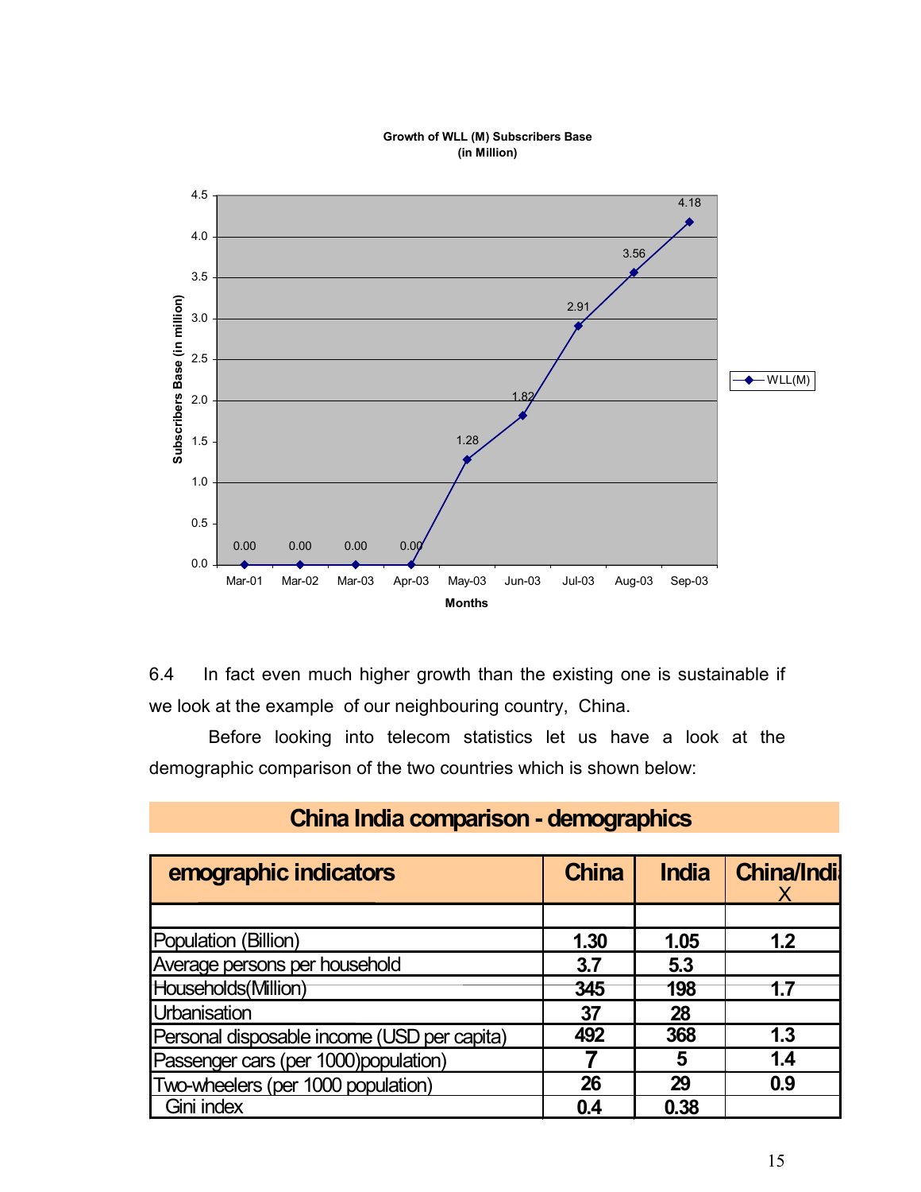**Growth of WLL (M) Subscribers Base (in Million)**

| Months | WLL(M) Subscribers Base (in million) |
|---|---|
| Mar-01 | 0.00 |
| Mar-02 | 0.00 |
| Mar-03 | 0.00 |
| Apr-03 | 0.00 |
| May-03 | 1.28 |
| Jun-03 | 1.82 |
| Jul-03 | 2.91 |
| Aug-03 | 3.56 |
| Sep-03 | 4.18 |

6.4 In fact even much higher growth than the existing one is sustainable if we look at the example of our neighbouring country, China.

Before looking into telecom statistics let us have a look at the demographic comparison of the two countries which is shown below:

**China India comparison - demographics**

| emographic indicators | China | India | China/India X |
|---|---|---|---|
| | | | |
| Population (Billion) | 1.30 | 1.05 | 1.2 |
| Average persons per household | 3.7 | 5.3 | |
| Households(Million) | 345 | 198 | 1.7 |
| Urbanisation | 37 | 28 | |
| Personal disposable income (USD per capita) | 492 | 368 | 1.3 |
| Passenger cars (per 1000)population) | 7 | 5 | 1.4 |
| Two-wheelers (per 1000 population) | 26 | 29 | 0.9 |
| Gini index | 0.4 | 0.38 | |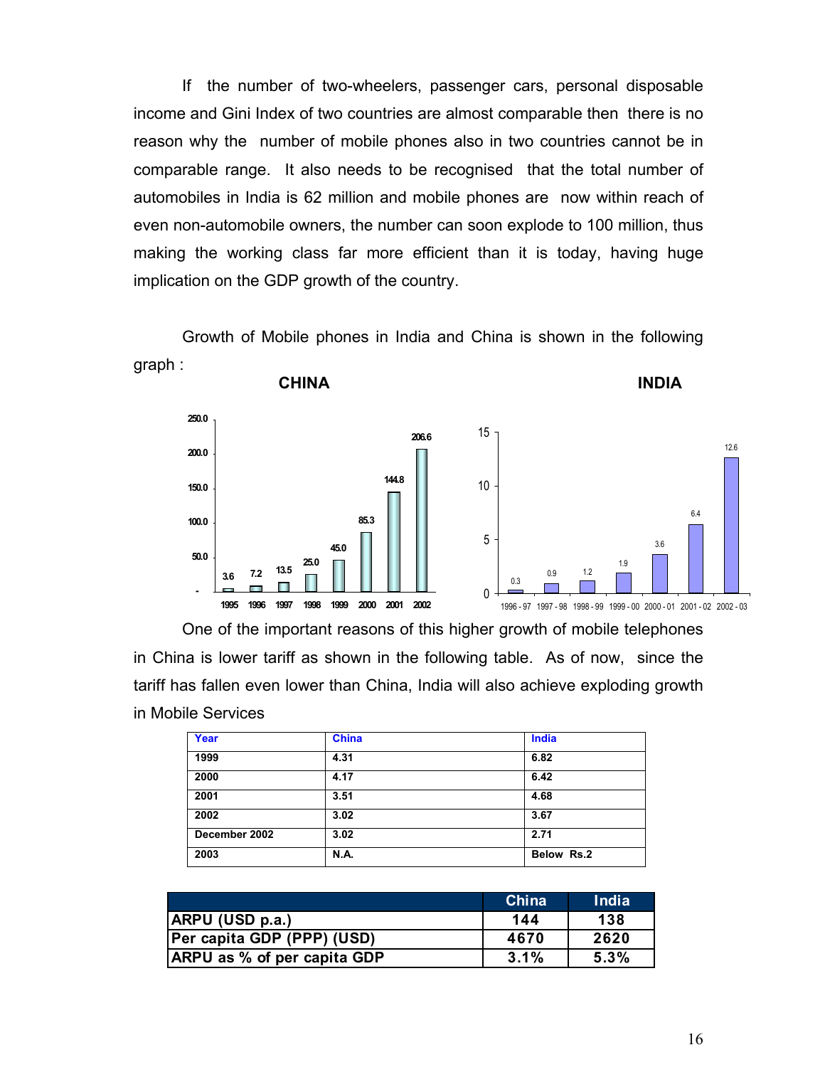If the number of two-wheelers, passenger cars, personal disposable income and Gini Index of two countries are almost comparable then there is no reason why the number of mobile phones also in two countries cannot be in comparable range. It also needs to be recognised that the total number of automobiles in India is 62 million and mobile phones are now within reach of even non-automobile owners, the number can soon explode to 100 million, thus making the working class far more efficient than it is today, having huge implication on the GDP growth of the country.

Growth of Mobile phones in India and China is shown in the following graph :

**CHINA**

| Year | 1995 | 1996 | 1997 | 1998 | 1999 | 2000 | 2001 | 2002 |
|---|---|---|---|---|---|---|---|---|
| | 3.6 | 7.2 | 13.5 | 25.0 | 45.0 | 85.3 | 144.8 | 206.6 |

**INDIA**

| Year | 1996 - 97 | 1997 - 98 | 1998 - 99 | 1999 - 00 | 2000 - 01 | 2001 - 02 | 2002 - 03 |
|---|---|---|---|---|---|---|---|
| | 0.3 | 0.9 | 1.2 | 1.9 | 3.6 | 6.4 | 12.6 |

One of the important reasons of this higher growth of mobile telephones in China is lower tariff as shown in the following table. As of now, since the tariff has fallen even lower than China, India will also achieve exploding growth in Mobile Services

| Year | China | India |
|---|---|---|
| **1999** | **4.31** | **6.82** |
| **2000** | **4.17** | **6.42** |
| **2001** | **3.51** | **4.68** |
| **2002** | **3.02** | **3.67** |
| **December 2002** | **3.02** | **2.71** |
| **2003** | **N.A.** | **Below Rs.2** |

| | China | India |
|---|---|---|
| **ARPU (USD p.a.)** | **144** | **138** |
| **Per capita GDP (PPP) (USD)** | **4670** | **2620** |
| **ARPU as % of per capita GDP** | **3.1%** | **5.3%** |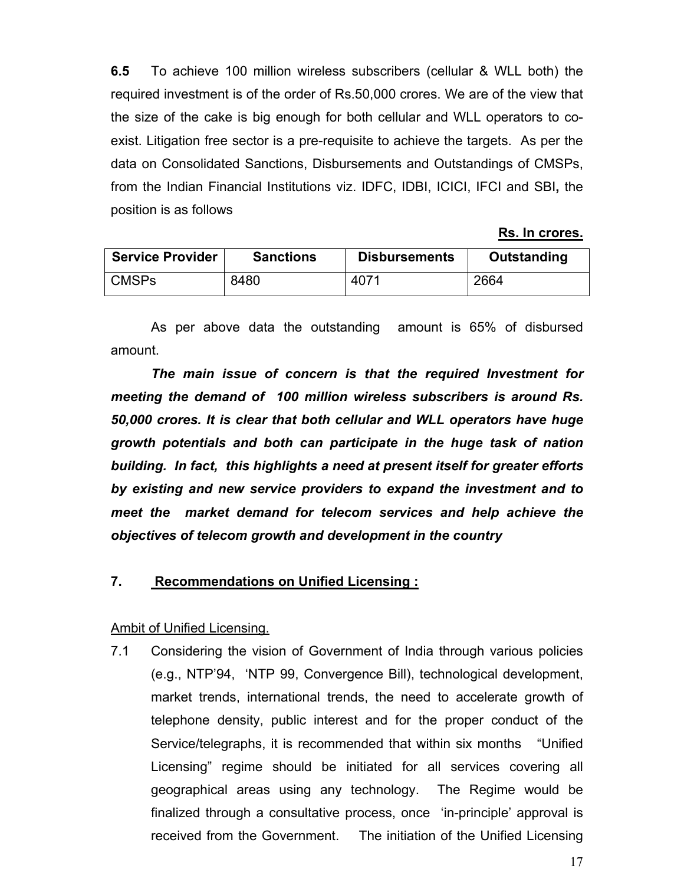**6.5** To achieve 100 million wireless subscribers (cellular & WLL both) the required investment is of the order of Rs.50,000 crores. We are of the view that the size of the cake is big enough for both cellular and WLL operators to co-exist. Litigation free sector is a pre-requisite to achieve the targets. As per the data on Consolidated Sanctions, Disbursements and Outstandings of CMSPs, from the Indian Financial Institutions viz. IDFC, IDBI, ICICI, IFCI and SBI**,** the position is as follows

**Rs. In crores.**

| Service Provider | Sanctions | Disbursements | Outstanding |
|---|---|---|---|
| CMSPs | 8480 | 4071 | 2664 |

As per above data the outstanding amount is 65% of disbursed amount.

***The main issue of concern is that the required Investment for meeting the demand of 100 million wireless subscribers is around Rs. 50,000 crores. It is clear that both cellular and WLL operators have huge growth potentials and both can participate in the huge task of nation building. In fact, this highlights a need at present itself for greater efforts by existing and new service providers to expand the investment and to meet the market demand for telecom services and help achieve the objectives of telecom growth and development in the country***

## 7. Recommendations on Unified Licensing :

Ambit of Unified Licensing.

7.1 Considering the vision of Government of India through various policies (e.g., NTP'94, 'NTP 99, Convergence Bill), technological development, market trends, international trends, the need to accelerate growth of telephone density, public interest and for the proper conduct of the Service/telegraphs, it is recommended that within six months "Unified Licensing" regime should be initiated for all services covering all geographical areas using any technology. The Regime would be finalized through a consultative process, once 'in-principle' approval is received from the Government. The initiation of the Unified Licensing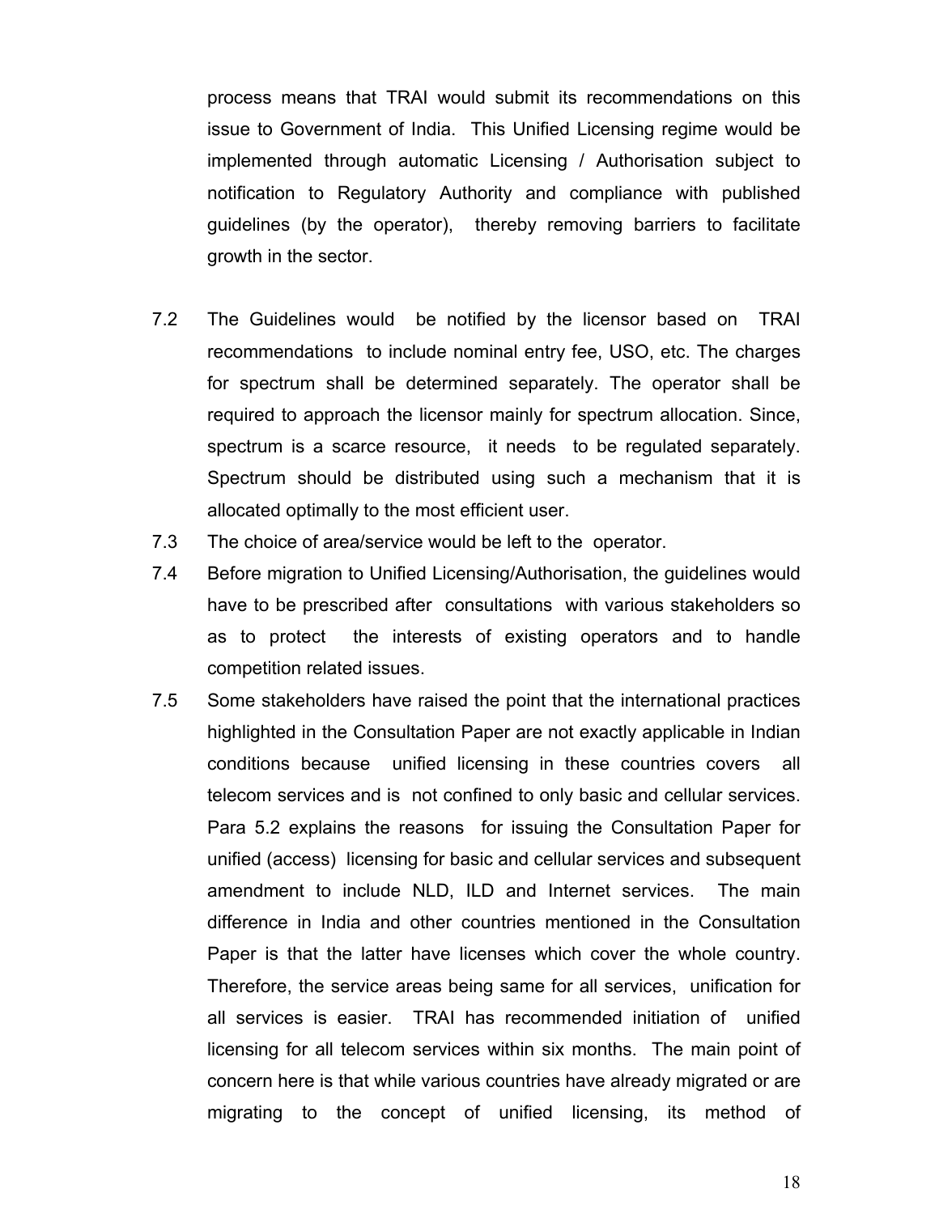process means that TRAI would submit its recommendations on this issue to Government of India. This Unified Licensing regime would be implemented through automatic Licensing / Authorisation subject to notification to Regulatory Authority and compliance with published guidelines (by the operator), thereby removing barriers to facilitate growth in the sector.

7.2 The Guidelines would be notified by the licensor based on TRAI recommendations to include nominal entry fee, USO, etc. The charges for spectrum shall be determined separately. The operator shall be required to approach the licensor mainly for spectrum allocation. Since, spectrum is a scarce resource, it needs to be regulated separately. Spectrum should be distributed using such a mechanism that it is allocated optimally to the most efficient user.

7.3 The choice of area/service would be left to the operator.

7.4 Before migration to Unified Licensing/Authorisation, the guidelines would have to be prescribed after consultations with various stakeholders so as to protect the interests of existing operators and to handle competition related issues.

7.5 Some stakeholders have raised the point that the international practices highlighted in the Consultation Paper are not exactly applicable in Indian conditions because unified licensing in these countries covers all telecom services and is not confined to only basic and cellular services. Para 5.2 explains the reasons for issuing the Consultation Paper for unified (access) licensing for basic and cellular services and subsequent amendment to include NLD, ILD and Internet services. The main difference in India and other countries mentioned in the Consultation Paper is that the latter have licenses which cover the whole country. Therefore, the service areas being same for all services, unification for all services is easier. TRAI has recommended initiation of unified licensing for all telecom services within six months. The main point of concern here is that while various countries have already migrated or are migrating to the concept of unified licensing, its method of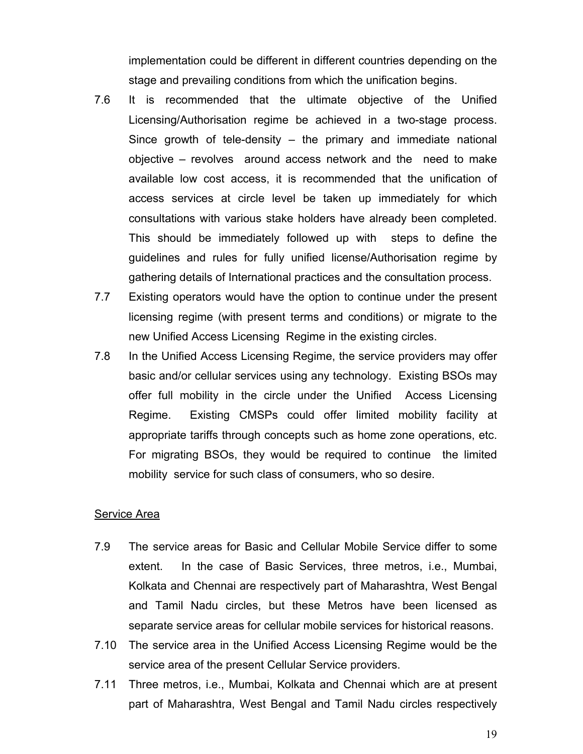implementation could be different in different countries depending on the stage and prevailing conditions from which the unification begins.

7.6 It is recommended that the ultimate objective of the Unified Licensing/Authorisation regime be achieved in a two-stage process. Since growth of tele-density – the primary and immediate national objective – revolves around access network and the need to make available low cost access, it is recommended that the unification of access services at circle level be taken up immediately for which consultations with various stake holders have already been completed. This should be immediately followed up with steps to define the guidelines and rules for fully unified license/Authorisation regime by gathering details of International practices and the consultation process.

7.7 Existing operators would have the option to continue under the present licensing regime (with present terms and conditions) or migrate to the new Unified Access Licensing Regime in the existing circles.

7.8 In the Unified Access Licensing Regime, the service providers may offer basic and/or cellular services using any technology. Existing BSOs may offer full mobility in the circle under the Unified Access Licensing Regime. Existing CMSPs could offer limited mobility facility at appropriate tariffs through concepts such as home zone operations, etc. For migrating BSOs, they would be required to continue the limited mobility service for such class of consumers, who so desire.

## Service Area

7.9 The service areas for Basic and Cellular Mobile Service differ to some extent. In the case of Basic Services, three metros, i.e., Mumbai, Kolkata and Chennai are respectively part of Maharashtra, West Bengal and Tamil Nadu circles, but these Metros have been licensed as separate service areas for cellular mobile services for historical reasons.

7.10 The service area in the Unified Access Licensing Regime would be the service area of the present Cellular Service providers.

7.11 Three metros, i.e., Mumbai, Kolkata and Chennai which are at present part of Maharashtra, West Bengal and Tamil Nadu circles respectively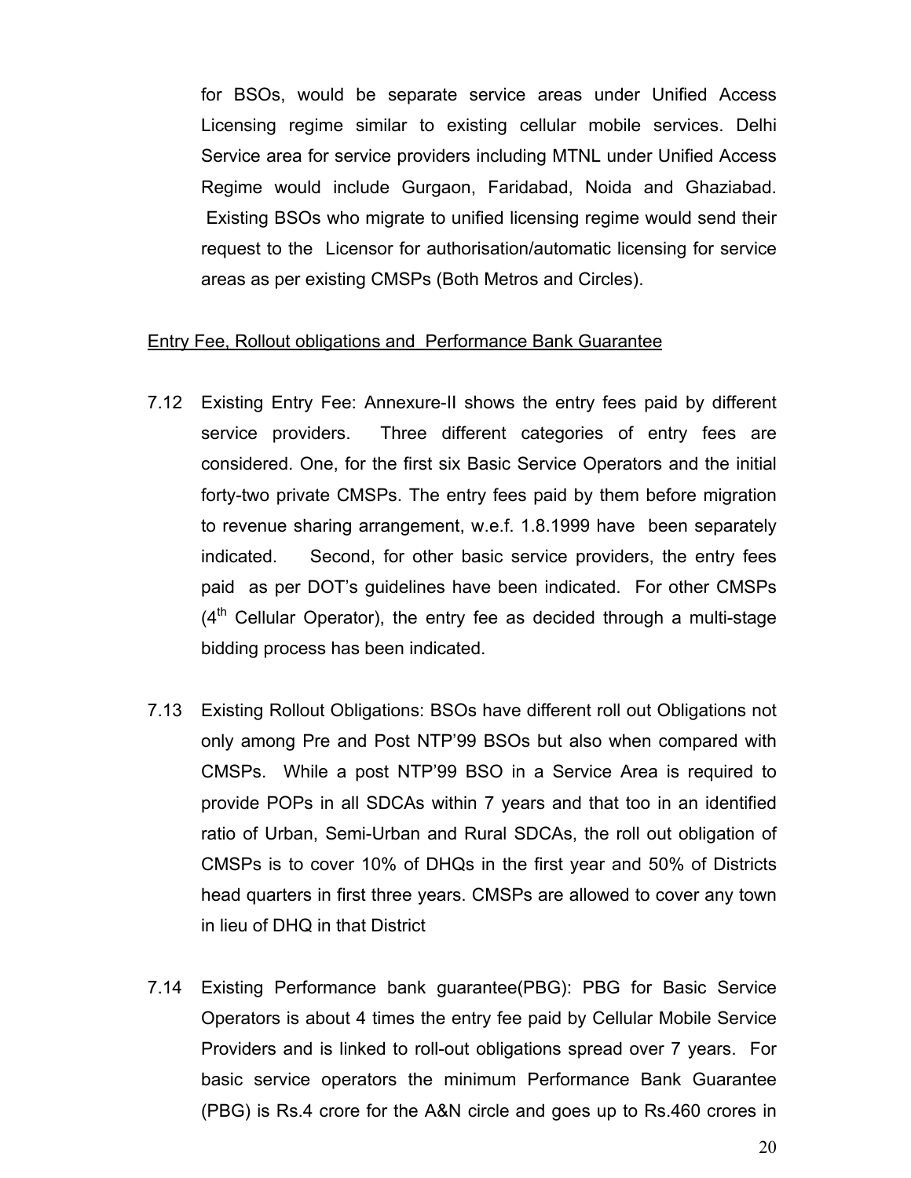for BSOs, would be separate service areas under Unified Access Licensing regime similar to existing cellular mobile services. Delhi Service area for service providers including MTNL under Unified Access Regime would include Gurgaon, Faridabad, Noida and Ghaziabad. Existing BSOs who migrate to unified licensing regime would send their request to the Licensor for authorisation/automatic licensing for service areas as per existing CMSPs (Both Metros and Circles).

<u>Entry Fee, Rollout obligations and Performance Bank Guarantee</u>

7.12 Existing Entry Fee: Annexure-II shows the entry fees paid by different service providers. Three different categories of entry fees are considered. One, for the first six Basic Service Operators and the initial forty-two private CMSPs. The entry fees paid by them before migration to revenue sharing arrangement, w.e.f. 1.8.1999 have been separately indicated. Second, for other basic service providers, the entry fees paid as per DOT's guidelines have been indicated. For other CMSPs (4th Cellular Operator), the entry fee as decided through a multi-stage bidding process has been indicated.

7.13 Existing Rollout Obligations: BSOs have different roll out Obligations not only among Pre and Post NTP'99 BSOs but also when compared with CMSPs. While a post NTP'99 BSO in a Service Area is required to provide POPs in all SDCAs within 7 years and that too in an identified ratio of Urban, Semi-Urban and Rural SDCAs, the roll out obligation of CMSPs is to cover 10% of DHQs in the first year and 50% of Districts head quarters in first three years. CMSPs are allowed to cover any town in lieu of DHQ in that District

7.14 Existing Performance bank guarantee(PBG): PBG for Basic Service Operators is about 4 times the entry fee paid by Cellular Mobile Service Providers and is linked to roll-out obligations spread over 7 years. For basic service operators the minimum Performance Bank Guarantee (PBG) is Rs.4 crore for the A&N circle and goes up to Rs.460 crores in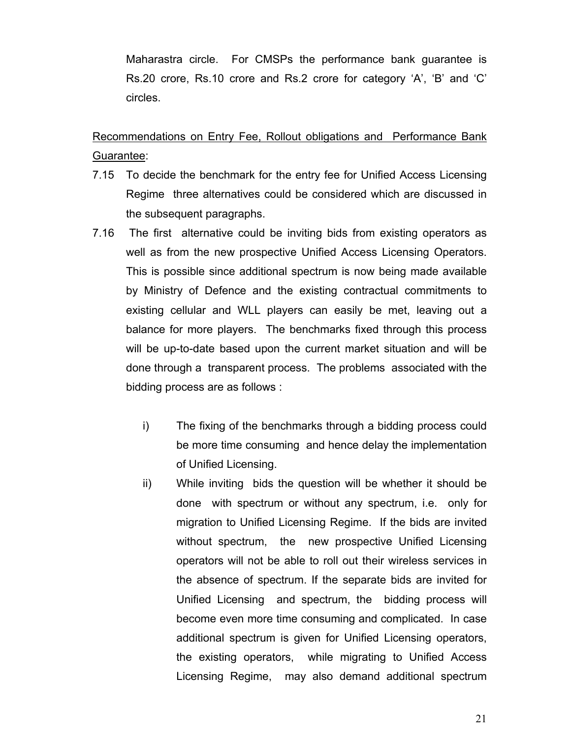Maharastra circle. For CMSPs the performance bank guarantee is Rs.20 crore, Rs.10 crore and Rs.2 crore for category 'A', 'B' and 'C' circles.

<u>Recommendations on Entry Fee, Rollout obligations and Performance Bank Guarantee</u>:

7.15 To decide the benchmark for the entry fee for Unified Access Licensing Regime three alternatives could be considered which are discussed in the subsequent paragraphs.

7.16 The first alternative could be inviting bids from existing operators as well as from the new prospective Unified Access Licensing Operators. This is possible since additional spectrum is now being made available by Ministry of Defence and the existing contractual commitments to existing cellular and WLL players can easily be met, leaving out a balance for more players. The benchmarks fixed through this process will be up-to-date based upon the current market situation and will be done through a transparent process. The problems associated with the bidding process are as follows :

i) The fixing of the benchmarks through a bidding process could be more time consuming and hence delay the implementation of Unified Licensing.

ii) While inviting bids the question will be whether it should be done with spectrum or without any spectrum, i.e. only for migration to Unified Licensing Regime. If the bids are invited without spectrum, the new prospective Unified Licensing operators will not be able to roll out their wireless services in the absence of spectrum. If the separate bids are invited for Unified Licensing and spectrum, the bidding process will become even more time consuming and complicated. In case additional spectrum is given for Unified Licensing operators, the existing operators, while migrating to Unified Access Licensing Regime, may also demand additional spectrum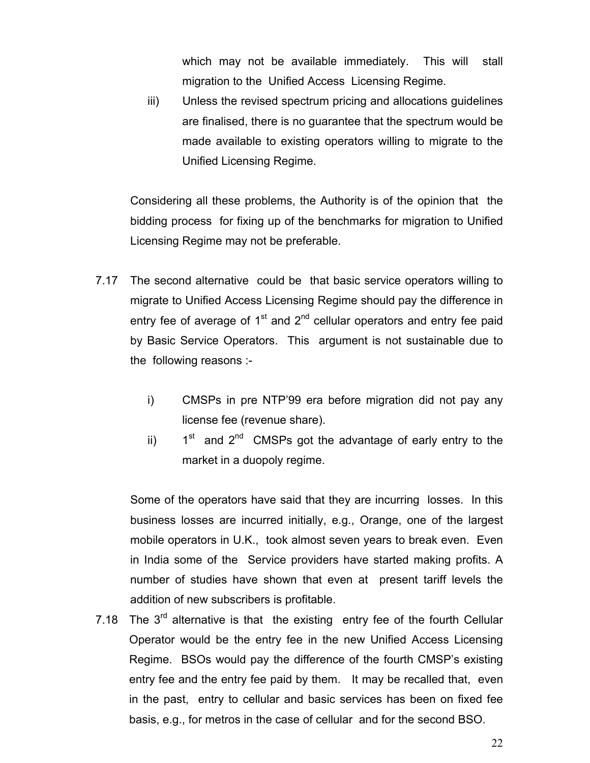which may not be available immediately. This will stall migration to the Unified Access Licensing Regime.

iii) Unless the revised spectrum pricing and allocations guidelines are finalised, there is no guarantee that the spectrum would be made available to existing operators willing to migrate to the Unified Licensing Regime.

Considering all these problems, the Authority is of the opinion that the bidding process for fixing up of the benchmarks for migration to Unified Licensing Regime may not be preferable.

7.17 The second alternative could be that basic service operators willing to migrate to Unified Access Licensing Regime should pay the difference in entry fee of average of 1st and 2nd cellular operators and entry fee paid by Basic Service Operators. This argument is not sustainable due to the following reasons :-

i) CMSPs in pre NTP'99 era before migration did not pay any license fee (revenue share).

ii) 1st and 2nd CMSPs got the advantage of early entry to the market in a duopoly regime.

Some of the operators have said that they are incurring losses. In this business losses are incurred initially, e.g., Orange, one of the largest mobile operators in U.K., took almost seven years to break even. Even in India some of the Service providers have started making profits. A number of studies have shown that even at present tariff levels the addition of new subscribers is profitable.

7.18 The 3rd alternative is that the existing entry fee of the fourth Cellular Operator would be the entry fee in the new Unified Access Licensing Regime. BSOs would pay the difference of the fourth CMSP's existing entry fee and the entry fee paid by them. It may be recalled that, even in the past, entry to cellular and basic services has been on fixed fee basis, e.g., for metros in the case of cellular and for the second BSO.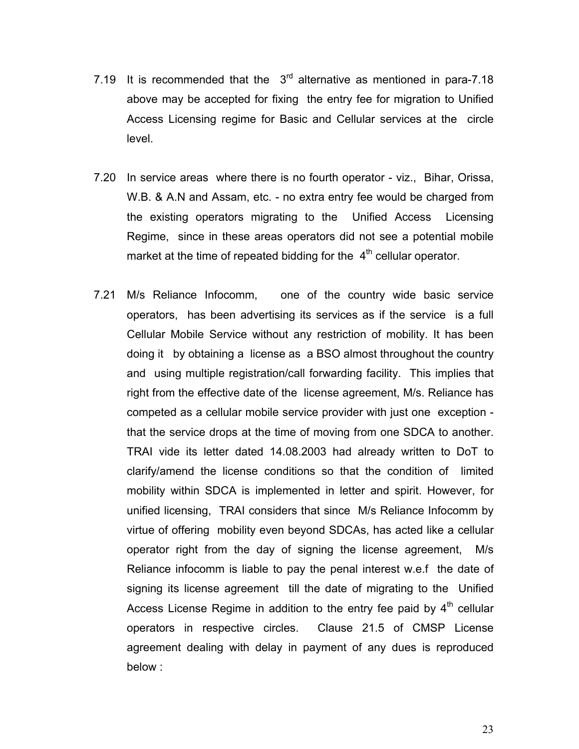7.19 It is recommended that the 3rd alternative as mentioned in para-7.18 above may be accepted for fixing the entry fee for migration to Unified Access Licensing regime for Basic and Cellular services at the circle level.

7.20 In service areas where there is no fourth operator - viz., Bihar, Orissa, W.B. & A.N and Assam, etc. - no extra entry fee would be charged from the existing operators migrating to the Unified Access Licensing Regime, since in these areas operators did not see a potential mobile market at the time of repeated bidding for the 4th cellular operator.

7.21 M/s Reliance Infocomm, one of the country wide basic service operators, has been advertising its services as if the service is a full Cellular Mobile Service without any restriction of mobility. It has been doing it by obtaining a license as a BSO almost throughout the country and using multiple registration/call forwarding facility. This implies that right from the effective date of the license agreement, M/s. Reliance has competed as a cellular mobile service provider with just one exception - that the service drops at the time of moving from one SDCA to another. TRAI vide its letter dated 14.08.2003 had already written to DoT to clarify/amend the license conditions so that the condition of limited mobility within SDCA is implemented in letter and spirit. However, for unified licensing, TRAI considers that since M/s Reliance Infocomm by virtue of offering mobility even beyond SDCAs, has acted like a cellular operator right from the day of signing the license agreement, M/s Reliance infocomm is liable to pay the penal interest w.e.f the date of signing its license agreement till the date of migrating to the Unified Access License Regime in addition to the entry fee paid by 4th cellular operators in respective circles. Clause 21.5 of CMSP License agreement dealing with delay in payment of any dues is reproduced below :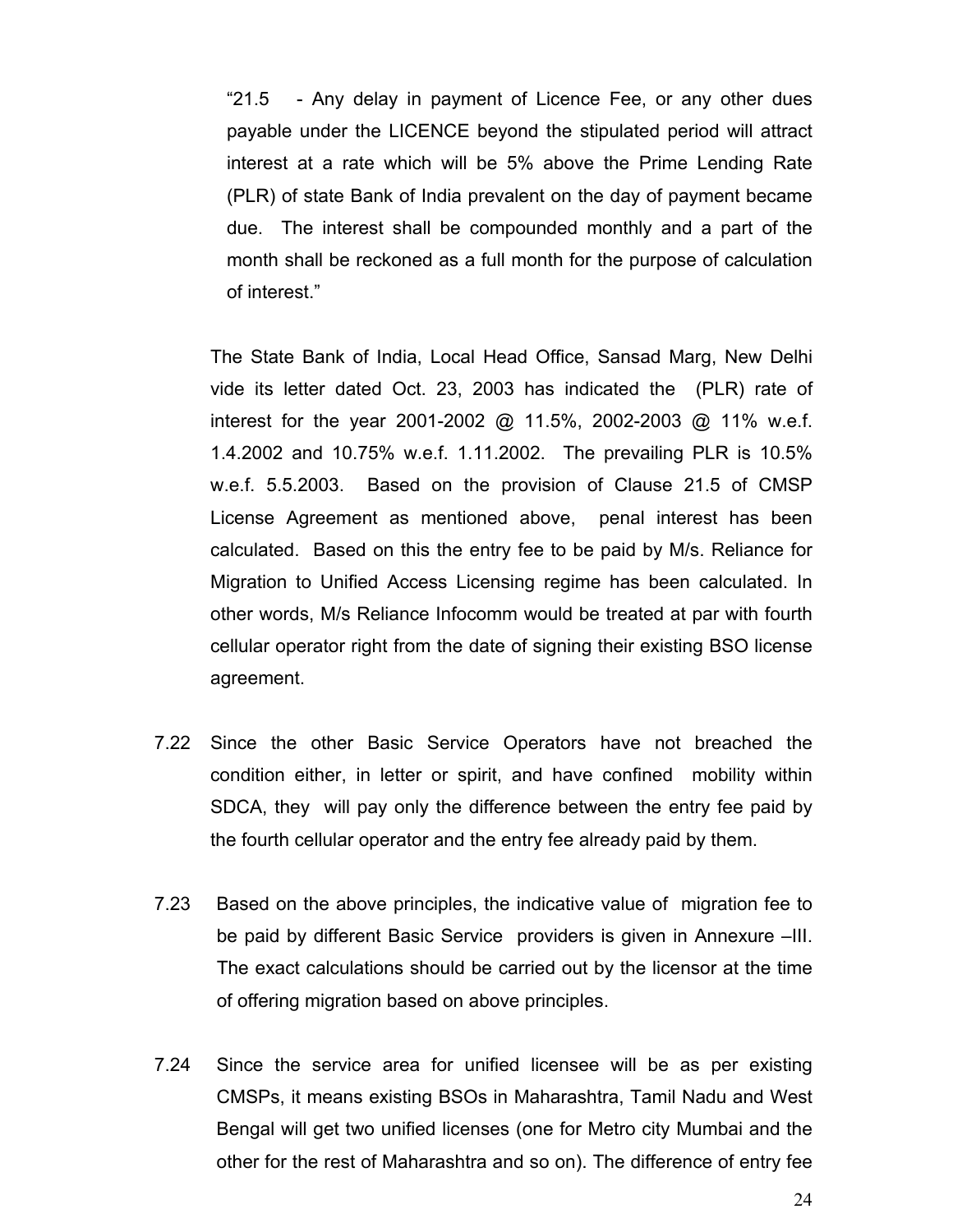> "21.5 - Any delay in payment of Licence Fee, or any other dues payable under the LICENCE beyond the stipulated period will attract interest at a rate which will be 5% above the Prime Lending Rate (PLR) of state Bank of India prevalent on the day of payment became due. The interest shall be compounded monthly and a part of the month shall be reckoned as a full month for the purpose of calculation of interest."

The State Bank of India, Local Head Office, Sansad Marg, New Delhi vide its letter dated Oct. 23, 2003 has indicated the (PLR) rate of interest for the year 2001-2002 @ 11.5%, 2002-2003 @ 11% w.e.f. 1.4.2002 and 10.75% w.e.f. 1.11.2002. The prevailing PLR is 10.5% w.e.f. 5.5.2003. Based on the provision of Clause 21.5 of CMSP License Agreement as mentioned above, penal interest has been calculated. Based on this the entry fee to be paid by M/s. Reliance for Migration to Unified Access Licensing regime has been calculated. In other words, M/s Reliance Infocomm would be treated at par with fourth cellular operator right from the date of signing their existing BSO license agreement.

7.22 Since the other Basic Service Operators have not breached the condition either, in letter or spirit, and have confined mobility within SDCA, they will pay only the difference between the entry fee paid by the fourth cellular operator and the entry fee already paid by them.

7.23 Based on the above principles, the indicative value of migration fee to be paid by different Basic Service providers is given in Annexure –III. The exact calculations should be carried out by the licensor at the time of offering migration based on above principles.

7.24 Since the service area for unified licensee will be as per existing CMSPs, it means existing BSOs in Maharashtra, Tamil Nadu and West Bengal will get two unified licenses (one for Metro city Mumbai and the other for the rest of Maharashtra and so on). The difference of entry fee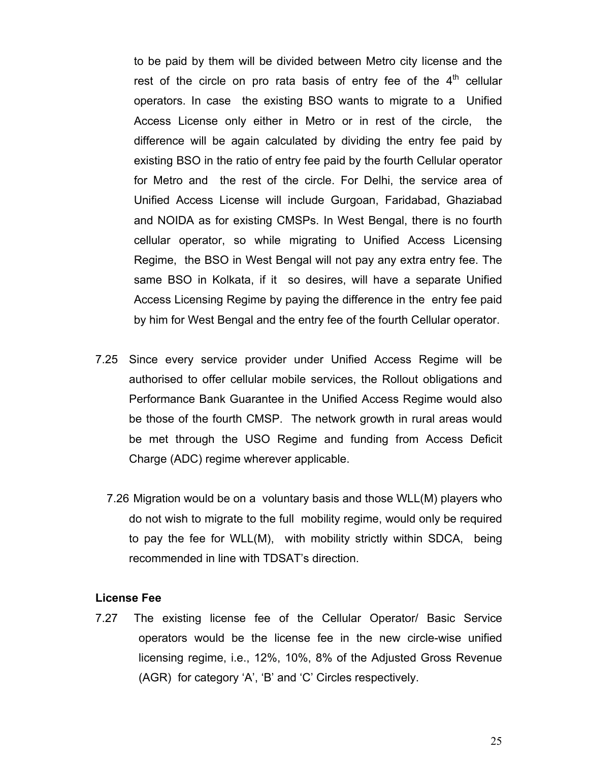to be paid by them will be divided between Metro city license and the rest of the circle on pro rata basis of entry fee of the 4th cellular operators. In case the existing BSO wants to migrate to a Unified Access License only either in Metro or in rest of the circle, the difference will be again calculated by dividing the entry fee paid by existing BSO in the ratio of entry fee paid by the fourth Cellular operator for Metro and the rest of the circle. For Delhi, the service area of Unified Access License will include Gurgoan, Faridabad, Ghaziabad and NOIDA as for existing CMSPs. In West Bengal, there is no fourth cellular operator, so while migrating to Unified Access Licensing Regime, the BSO in West Bengal will not pay any extra entry fee. The same BSO in Kolkata, if it so desires, will have a separate Unified Access Licensing Regime by paying the difference in the entry fee paid by him for West Bengal and the entry fee of the fourth Cellular operator.

7.25 Since every service provider under Unified Access Regime will be authorised to offer cellular mobile services, the Rollout obligations and Performance Bank Guarantee in the Unified Access Regime would also be those of the fourth CMSP. The network growth in rural areas would be met through the USO Regime and funding from Access Deficit Charge (ADC) regime wherever applicable.

7.26 Migration would be on a voluntary basis and those WLL(M) players who do not wish to migrate to the full mobility regime, would only be required to pay the fee for WLL(M), with mobility strictly within SDCA, being recommended in line with TDSAT's direction.

**License Fee**

7.27 The existing license fee of the Cellular Operator/ Basic Service operators would be the license fee in the new circle-wise unified licensing regime, i.e., 12%, 10%, 8% of the Adjusted Gross Revenue (AGR) for category 'A', 'B' and 'C' Circles respectively.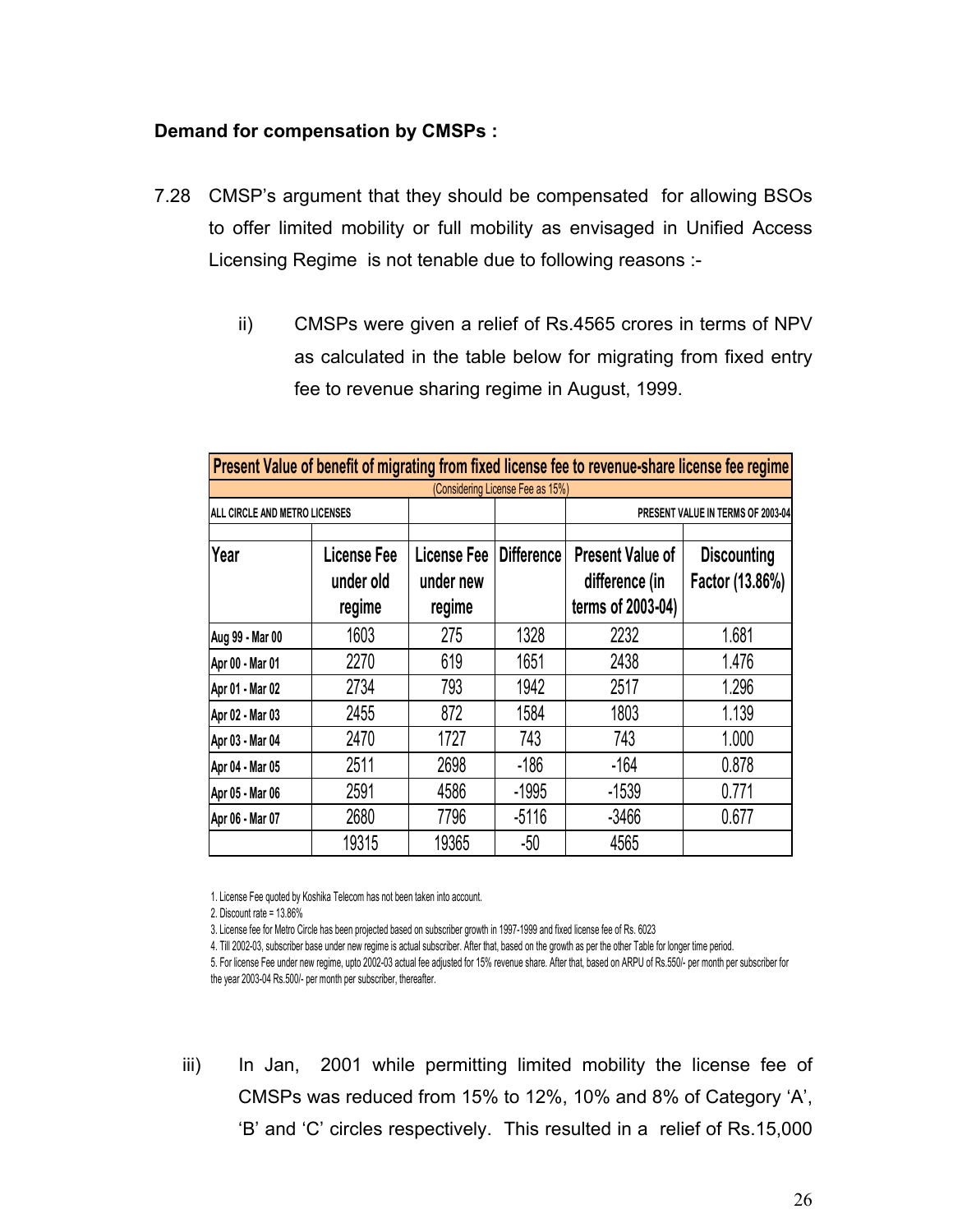**Demand for compensation by CMSPs :**

7.28 CMSP's argument that they should be compensated for allowing BSOs to offer limited mobility or full mobility as envisaged in Unified Access Licensing Regime is not tenable due to following reasons :-

ii) CMSPs were given a relief of Rs.4565 crores in terms of NPV as calculated in the table below for migrating from fixed entry fee to revenue sharing regime in August, 1999.

| Present Value of benefit of migrating from fixed license fee to revenue-share license fee regime | | | | | |
|---|---|---|---|---|---|
| (Considering License Fee as 15%) | | | | | |
| ALL CIRCLE AND METRO LICENSES | | | | PRESENT VALUE IN TERMS OF 2003-04 | |
| Year | License Fee under old regime | License Fee under new regime | Difference | Present Value of difference (in terms of 2003-04) | Discounting Factor (13.86%) |
| Aug 99 - Mar 00 | 1603 | 275 | 1328 | 2232 | 1.681 |
| Apr 00 - Mar 01 | 2270 | 619 | 1651 | 2438 | 1.476 |
| Apr 01 - Mar 02 | 2734 | 793 | 1942 | 2517 | 1.296 |
| Apr 02 - Mar 03 | 2455 | 872 | 1584 | 1803 | 1.139 |
| Apr 03 - Mar 04 | 2470 | 1727 | 743 | 743 | 1.000 |
| Apr 04 - Mar 05 | 2511 | 2698 | -186 | -164 | 0.878 |
| Apr 05 - Mar 06 | 2591 | 4586 | -1995 | -1539 | 0.771 |
| Apr 06 - Mar 07 | 2680 | 7796 | -5116 | -3466 | 0.677 |
| | 19315 | 19365 | -50 | 4565 | |

1. License Fee quoted by Koshika Telecom has not been taken into account.

2. Discount rate = 13.86%

3. License fee for Metro Circle has been projected based on subscriber growth in 1997-1999 and fixed license fee of Rs. 6023

4. Till 2002-03, subscriber base under new regime is actual subscriber. After that, based on the growth as per the other Table for longer time period.

5. For license Fee under new regime, upto 2002-03 actual fee adjusted for 15% revenue share. After that, based on ARPU of Rs.550/- per month per subscriber for the year 2003-04 Rs.500/- per month per subscriber, thereafter.

iii) In Jan, 2001 while permitting limited mobility the license fee of CMSPs was reduced from 15% to 12%, 10% and 8% of Category 'A', 'B' and 'C' circles respectively. This resulted in a relief of Rs.15,000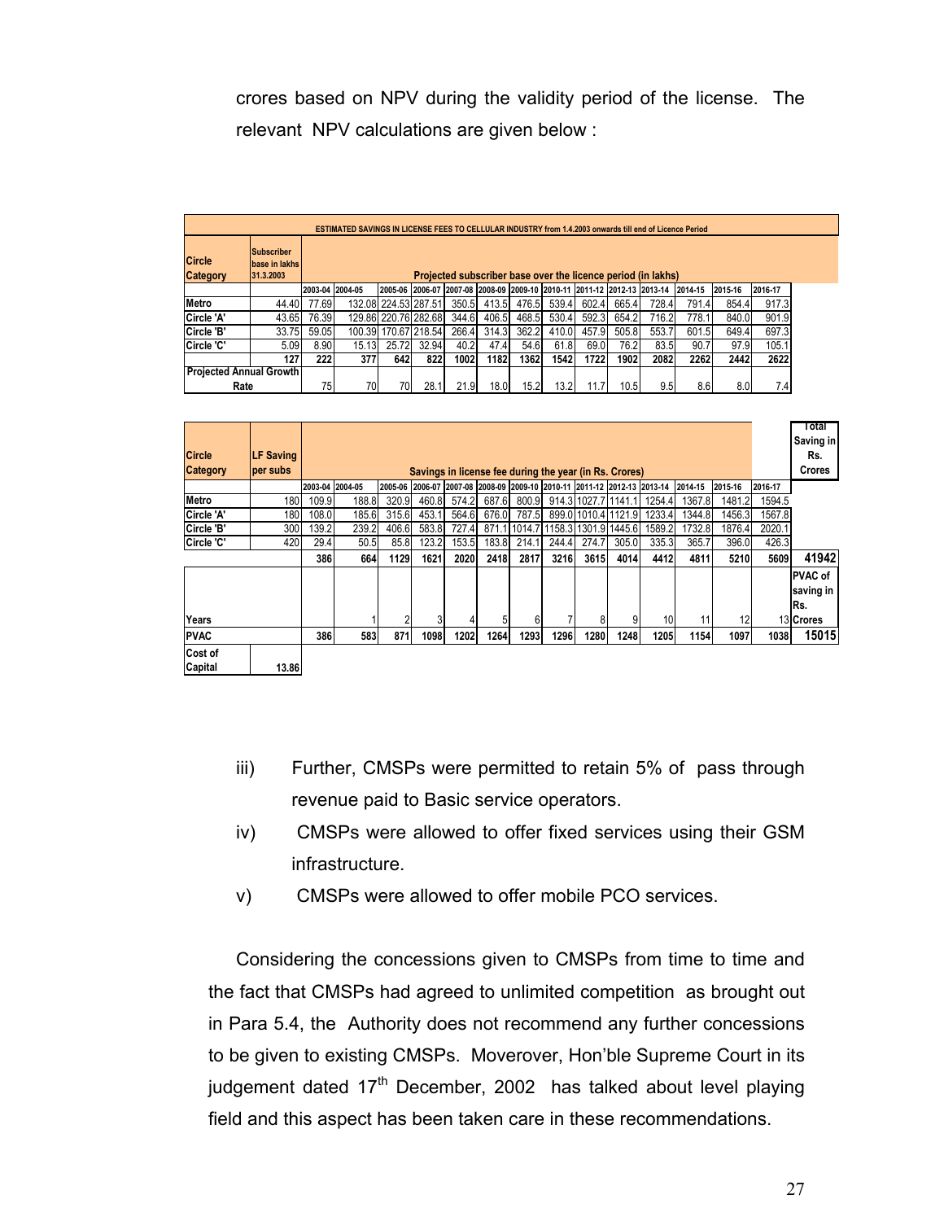crores based on NPV during the validity period of the license. The relevant NPV calculations are given below :

| ESTIMATED SAVINGS IN LICENSE FEES TO CELLULAR INDUSTRY from 1.4.2003 onwards till end of Licence Period | | | | | | | | | | | | | | | |
|---|---|---|---|---|---|---|---|---|---|---|---|---|---|---|---|
| Circle Category | Subscriber base in lakhs 31.3.2003 | Projected subscriber base over the licence period (in lakhs) | | | | | | | | | | | | | |
| | | 2003-04 | 2004-05 | 2005-06 | 2006-07 | 2007-08 | 2008-09 | 2009-10 | 2010-11 | 2011-12 | 2012-13 | 2013-14 | 2014-15 | 2015-16 | 2016-17 |
| Metro | 44.40 | 77.69 | 132.08 | 224.53 | 287.51 | 350.5 | 413.5 | 476.5 | 539.4 | 602.4 | 665.4 | 728.4 | 791.4 | 854.4 | 917.3 |
| Circle 'A' | 43.65 | 76.39 | 129.86 | 220.76 | 282.68 | 344.6 | 406.5 | 468.5 | 530.4 | 592.3 | 654.2 | 716.2 | 778.1 | 840.0 | 901.9 |
| Circle 'B' | 33.75 | 59.05 | 100.39 | 170.67 | 218.54 | 266.4 | 314.3 | 362.2 | 410.0 | 457.9 | 505.8 | 553.7 | 601.5 | 649.4 | 697.3 |
| Circle 'C' | 5.09 | 8.90 | 15.13 | 25.72 | 32.94 | 40.2 | 47.4 | 54.6 | 61.8 | 69.0 | 76.2 | 83.5 | 90.7 | 97.9 | 105.1 |
| | 127 | 222 | 377 | 642 | 822 | 1002 | 1182 | 1362 | 1542 | 1722 | 1902 | 2082 | 2262 | 2442 | 2622 |
| Projected Annual Growth Rate | | 75 | 70 | 70 | 28.1 | 21.9 | 18.0 | 15.2 | 13.2 | 11.7 | 10.5 | 9.5 | 8.6 | 8.0 | 7.4 |

| Circle Category | LF Saving per subs | Savings in license fee during the year (in Rs. Crores) | | | | | | | | | | | | | | Total Saving in Rs. Crores |
|---|---|---|---|---|---|---|---|---|---|---|---|---|---|---|---|---|
| | | 2003-04 | 2004-05 | 2005-06 | 2006-07 | 2007-08 | 2008-09 | 2009-10 | 2010-11 | 2011-12 | 2012-13 | 2013-14 | 2014-15 | 2015-16 | 2016-17 | |
| Metro | 180 | 109.9 | 188.8 | 320.9 | 460.8 | 574.2 | 687.6 | 800.9 | 914.3 | 1027.7 | 1141.1 | 1254.4 | 1367.8 | 1481.2 | 1594.5 | |
| Circle 'A' | 180 | 108.0 | 185.6 | 315.6 | 453.1 | 564.6 | 676.0 | 787.5 | 899.0 | 1010.4 | 1121.9 | 1233.4 | 1344.8 | 1456.3 | 1567.8 | |
| Circle 'B' | 300 | 139.2 | 239.2 | 406.6 | 583.8 | 727.4 | 871.1 | 1014.7 | 1158.3 | 1301.9 | 1445.6 | 1589.2 | 1732.8 | 1876.4 | 2020.1 | |
| Circle 'C' | 420 | 29.4 | 50.5 | 85.8 | 123.2 | 153.5 | 183.8 | 214.1 | 244.4 | 274.7 | 305.0 | 335.3 | 365.7 | 396.0 | 426.3 | |
| | | 386 | 664 | 1129 | 1621 | 2020 | 2418 | 2817 | 3216 | 3615 | 4014 | 4412 | 4811 | 5210 | 5609 | **41942** |
| Years | | | 1 | 2 | 3 | 4 | 5 | 6 | 7 | 8 | 9 | 10 | 11 | 12 | 13 | PVAC of saving in Rs. Crores |
| PVAC | | 386 | 583 | 871 | 1098 | 1202 | 1264 | 1293 | 1296 | 1280 | 1248 | 1205 | 1154 | 1097 | 1038 | **15015** |
| Cost of Capital | 13.86 | | | | | | | | | | | | | | | |

iii) Further, CMSPs were permitted to retain 5% of pass through revenue paid to Basic service operators.

iv) CMSPs were allowed to offer fixed services using their GSM infrastructure.

v) CMSPs were allowed to offer mobile PCO services.

Considering the concessions given to CMSPs from time to time and the fact that CMSPs had agreed to unlimited competition as brought out in Para 5.4, the Authority does not recommend any further concessions to be given to existing CMSPs. Moverover, Hon'ble Supreme Court in its judgement dated 17th December, 2002 has talked about level playing field and this aspect has been taken care in these recommendations.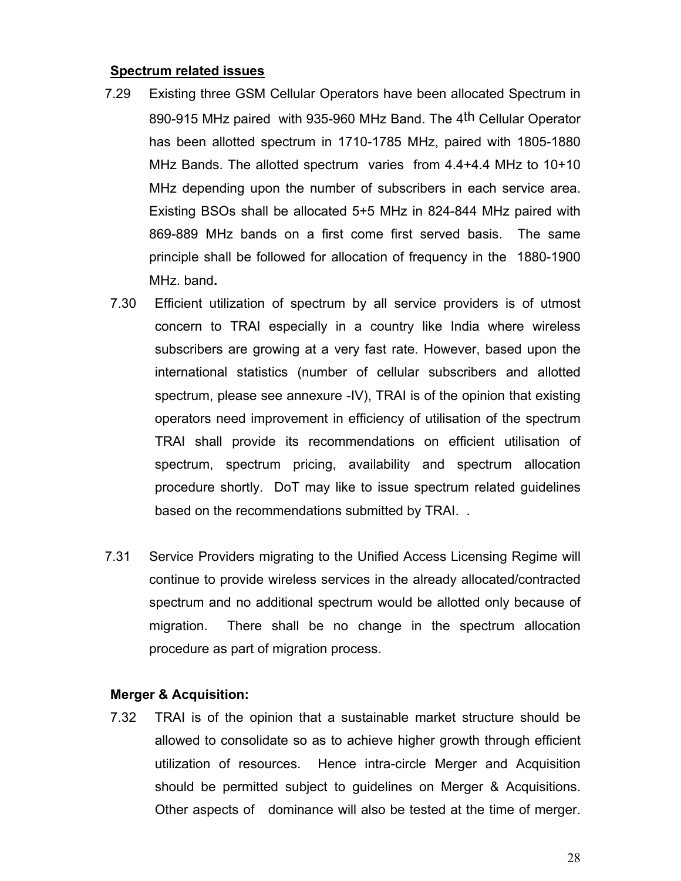**Spectrum related issues**

7.29 Existing three GSM Cellular Operators have been allocated Spectrum in 890-915 MHz paired with 935-960 MHz Band. The 4th Cellular Operator has been allotted spectrum in 1710-1785 MHz, paired with 1805-1880 MHz Bands. The allotted spectrum varies from 4.4+4.4 MHz to 10+10 MHz depending upon the number of subscribers in each service area. Existing BSOs shall be allocated 5+5 MHz in 824-844 MHz paired with 869-889 MHz bands on a first come first served basis. The same principle shall be followed for allocation of frequency in the 1880-1900 MHz. band**.**

7.30 Efficient utilization of spectrum by all service providers is of utmost concern to TRAI especially in a country like India where wireless subscribers are growing at a very fast rate. However, based upon the international statistics (number of cellular subscribers and allotted spectrum, please see annexure -IV), TRAI is of the opinion that existing operators need improvement in efficiency of utilisation of the spectrum TRAI shall provide its recommendations on efficient utilisation of spectrum, spectrum pricing, availability and spectrum allocation procedure shortly. DoT may like to issue spectrum related guidelines based on the recommendations submitted by TRAI. .

7.31 Service Providers migrating to the Unified Access Licensing Regime will continue to provide wireless services in the already allocated/contracted spectrum and no additional spectrum would be allotted only because of migration. There shall be no change in the spectrum allocation procedure as part of migration process.

**Merger & Acquisition:**

7.32 TRAI is of the opinion that a sustainable market structure should be allowed to consolidate so as to achieve higher growth through efficient utilization of resources. Hence intra-circle Merger and Acquisition should be permitted subject to guidelines on Merger & Acquisitions. Other aspects of dominance will also be tested at the time of merger.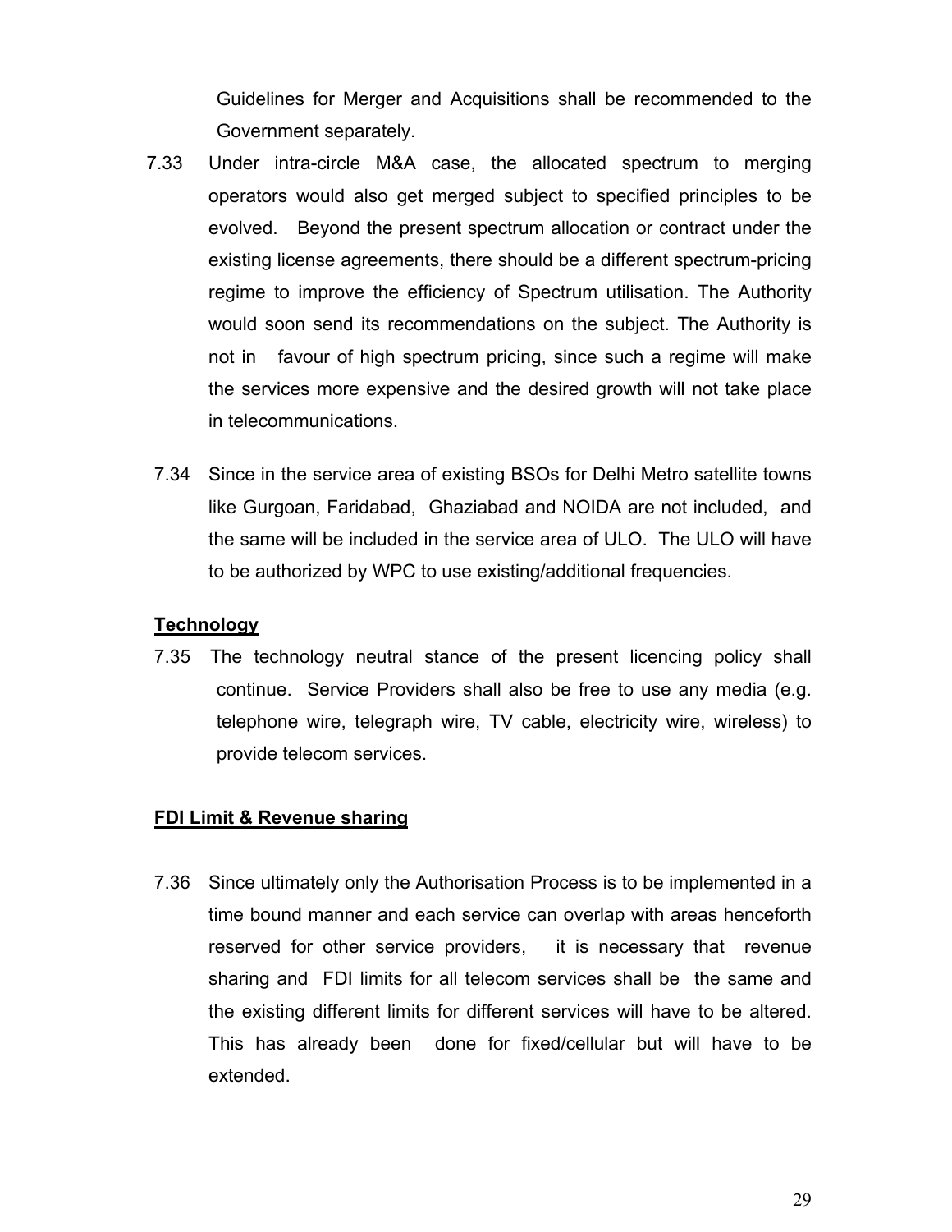Guidelines for Merger and Acquisitions shall be recommended to the Government separately.

7.33 Under intra-circle M&A case, the allocated spectrum to merging operators would also get merged subject to specified principles to be evolved. Beyond the present spectrum allocation or contract under the existing license agreements, there should be a different spectrum-pricing regime to improve the efficiency of Spectrum utilisation. The Authority would soon send its recommendations on the subject. The Authority is not in favour of high spectrum pricing, since such a regime will make the services more expensive and the desired growth will not take place in telecommunications.

7.34 Since in the service area of existing BSOs for Delhi Metro satellite towns like Gurgoan, Faridabad, Ghaziabad and NOIDA are not included, and the same will be included in the service area of ULO. The ULO will have to be authorized by WPC to use existing/additional frequencies.

**Technology**

7.35 The technology neutral stance of the present licencing policy shall continue. Service Providers shall also be free to use any media (e.g. telephone wire, telegraph wire, TV cable, electricity wire, wireless) to provide telecom services.

**FDI Limit & Revenue sharing**

7.36 Since ultimately only the Authorisation Process is to be implemented in a time bound manner and each service can overlap with areas henceforth reserved for other service providers, it is necessary that revenue sharing and FDI limits for all telecom services shall be the same and the existing different limits for different services will have to be altered. This has already been done for fixed/cellular but will have to be extended.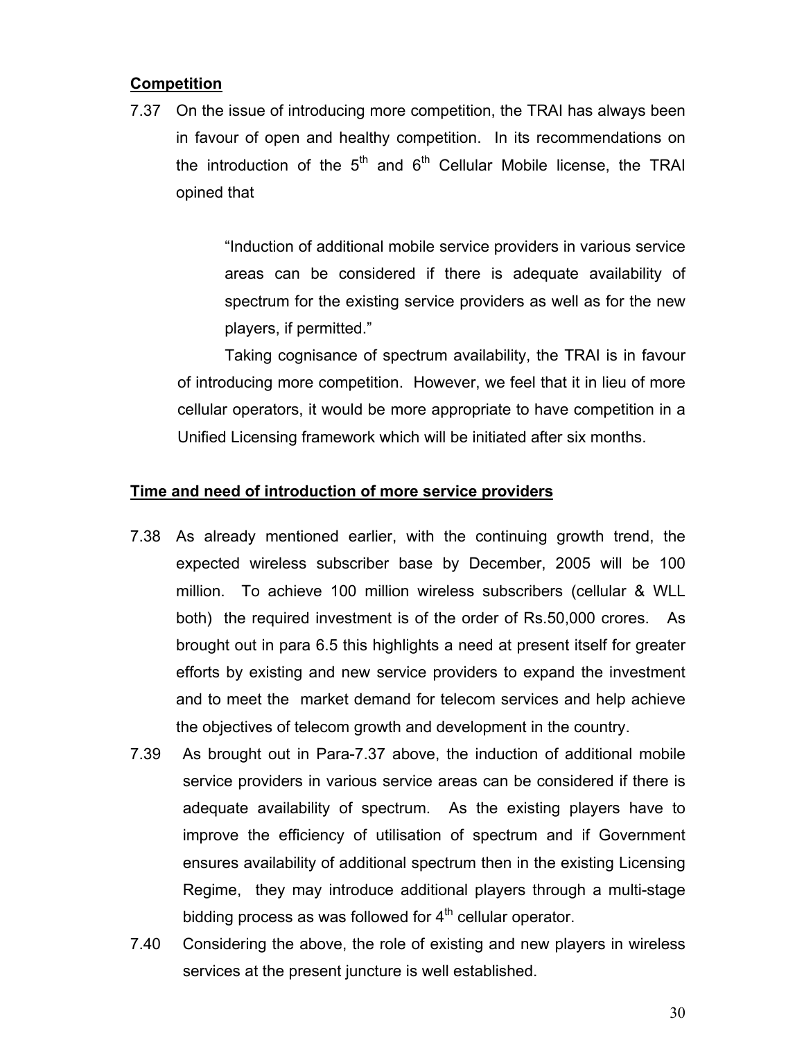**Competition**

7.37 On the issue of introducing more competition, the TRAI has always been in favour of open and healthy competition. In its recommendations on the introduction of the 5th and 6th Cellular Mobile license, the TRAI opined that

> "Induction of additional mobile service providers in various service areas can be considered if there is adequate availability of spectrum for the existing service providers as well as for the new players, if permitted."

Taking cognisance of spectrum availability, the TRAI is in favour of introducing more competition. However, we feel that it in lieu of more cellular operators, it would be more appropriate to have competition in a Unified Licensing framework which will be initiated after six months.

**Time and need of introduction of more service providers**

7.38 As already mentioned earlier, with the continuing growth trend, the expected wireless subscriber base by December, 2005 will be 100 million. To achieve 100 million wireless subscribers (cellular & WLL both) the required investment is of the order of Rs.50,000 crores. As brought out in para 6.5 this highlights a need at present itself for greater efforts by existing and new service providers to expand the investment and to meet the market demand for telecom services and help achieve the objectives of telecom growth and development in the country.

7.39 As brought out in Para-7.37 above, the induction of additional mobile service providers in various service areas can be considered if there is adequate availability of spectrum. As the existing players have to improve the efficiency of utilisation of spectrum and if Government ensures availability of additional spectrum then in the existing Licensing Regime, they may introduce additional players through a multi-stage bidding process as was followed for 4th cellular operator.

7.40 Considering the above, the role of existing and new players in wireless services at the present juncture is well established.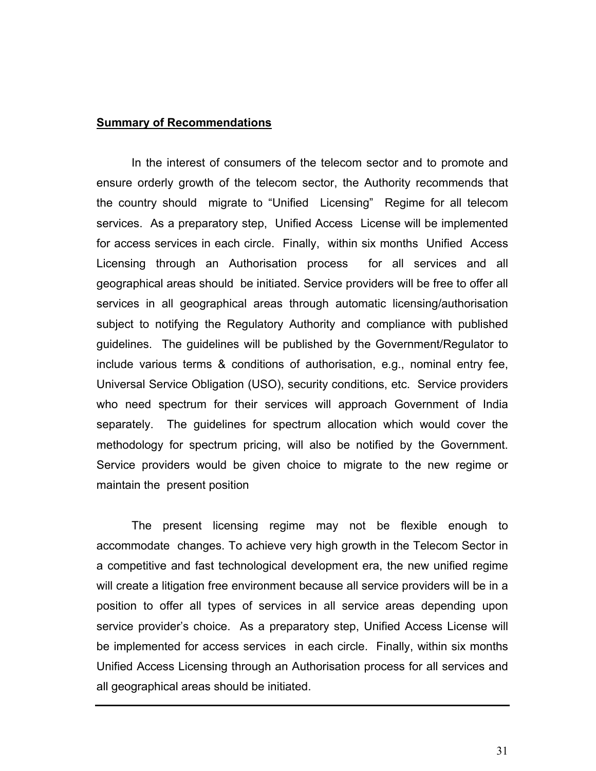**Summary of Recommendations**

In the interest of consumers of the telecom sector and to promote and ensure orderly growth of the telecom sector, the Authority recommends that the country should migrate to "Unified Licensing" Regime for all telecom services. As a preparatory step, Unified Access License will be implemented for access services in each circle. Finally, within six months Unified Access Licensing through an Authorisation process for all services and all geographical areas should be initiated. Service providers will be free to offer all services in all geographical areas through automatic licensing/authorisation subject to notifying the Regulatory Authority and compliance with published guidelines. The guidelines will be published by the Government/Regulator to include various terms & conditions of authorisation, e.g., nominal entry fee, Universal Service Obligation (USO), security conditions, etc. Service providers who need spectrum for their services will approach Government of India separately. The guidelines for spectrum allocation which would cover the methodology for spectrum pricing, will also be notified by the Government. Service providers would be given choice to migrate to the new regime or maintain the present position

The present licensing regime may not be flexible enough to accommodate changes. To achieve very high growth in the Telecom Sector in a competitive and fast technological development era, the new unified regime will create a litigation free environment because all service providers will be in a position to offer all types of services in all service areas depending upon service provider's choice. As a preparatory step, Unified Access License will be implemented for access services in each circle. Finally, within six months Unified Access Licensing through an Authorisation process for all services and all geographical areas should be initiated.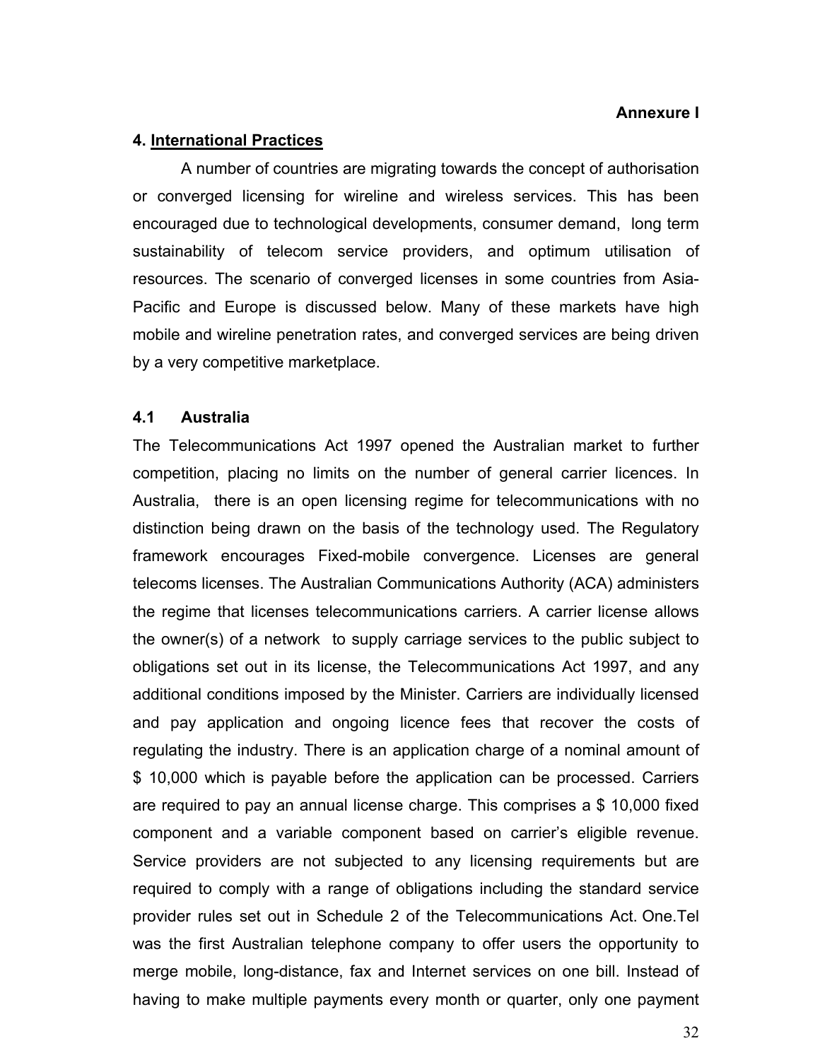**Annexure I**

## 4. International Practices

A number of countries are migrating towards the concept of authorisation or converged licensing for wireline and wireless services. This has been encouraged due to technological developments, consumer demand, long term sustainability of telecom service providers, and optimum utilisation of resources. The scenario of converged licenses in some countries from Asia-Pacific and Europe is discussed below. Many of these markets have high mobile and wireline penetration rates, and converged services are being driven by a very competitive marketplace.

### 4.1 Australia

The Telecommunications Act 1997 opened the Australian market to further competition, placing no limits on the number of general carrier licences. In Australia, there is an open licensing regime for telecommunications with no distinction being drawn on the basis of the technology used. The Regulatory framework encourages Fixed-mobile convergence. Licenses are general telecoms licenses. The Australian Communications Authority (ACA) administers the regime that licenses telecommunications carriers. A carrier license allows the owner(s) of a network to supply carriage services to the public subject to obligations set out in its license, the Telecommunications Act 1997, and any additional conditions imposed by the Minister. Carriers are individually licensed and pay application and ongoing licence fees that recover the costs of regulating the industry. There is an application charge of a nominal amount of $ 10,000 which is payable before the application can be processed. Carriers are required to pay an annual license charge. This comprises a $ 10,000 fixed component and a variable component based on carrier's eligible revenue. Service providers are not subjected to any licensing requirements but are required to comply with a range of obligations including the standard service provider rules set out in Schedule 2 of the Telecommunications Act. One.Tel was the first Australian telephone company to offer users the opportunity to merge mobile, long-distance, fax and Internet services on one bill. Instead of having to make multiple payments every month or quarter, only one payment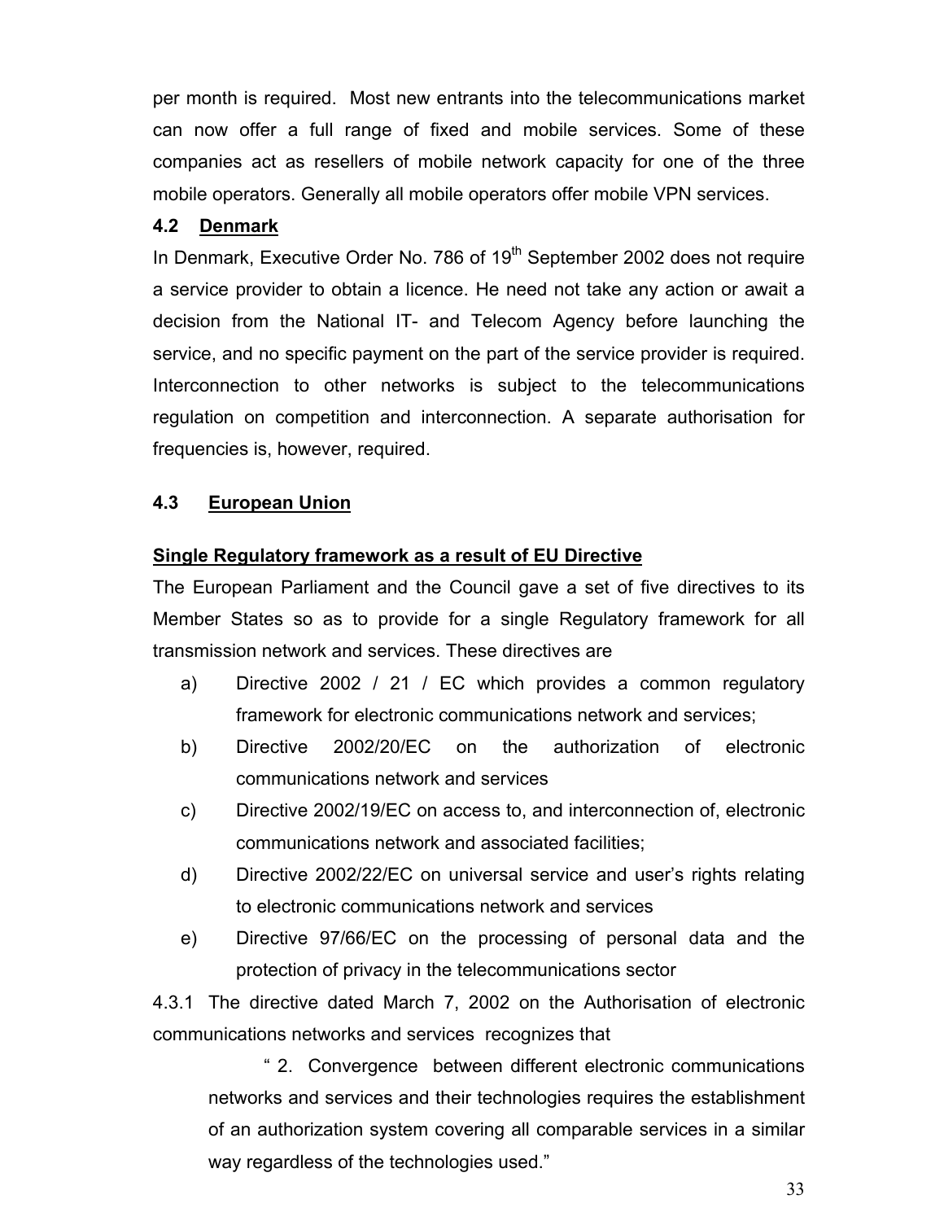per month is required. Most new entrants into the telecommunications market can now offer a full range of fixed and mobile services. Some of these companies act as resellers of mobile network capacity for one of the three mobile operators. Generally all mobile operators offer mobile VPN services.

### 4.2 Denmark

In Denmark, Executive Order No. 786 of 19th September 2002 does not require a service provider to obtain a licence. He need not take any action or await a decision from the National IT- and Telecom Agency before launching the service, and no specific payment on the part of the service provider is required. Interconnection to other networks is subject to the telecommunications regulation on competition and interconnection. A separate authorisation for frequencies is, however, required.

### 4.3 European Union

**Single Regulatory framework as a result of EU Directive**

The European Parliament and the Council gave a set of five directives to its Member States so as to provide for a single Regulatory framework for all transmission network and services. These directives are

a) Directive 2002 / 21 / EC which provides a common regulatory framework for electronic communications network and services;

b) Directive 2002/20/EC on the authorization of electronic communications network and services

c) Directive 2002/19/EC on access to, and interconnection of, electronic communications network and associated facilities;

d) Directive 2002/22/EC on universal service and user's rights relating to electronic communications network and services

e) Directive 97/66/EC on the processing of personal data and the protection of privacy in the telecommunications sector

4.3.1 The directive dated March 7, 2002 on the Authorisation of electronic communications networks and services recognizes that

> " 2. Convergence between different electronic communications networks and services and their technologies requires the establishment of an authorization system covering all comparable services in a similar way regardless of the technologies used."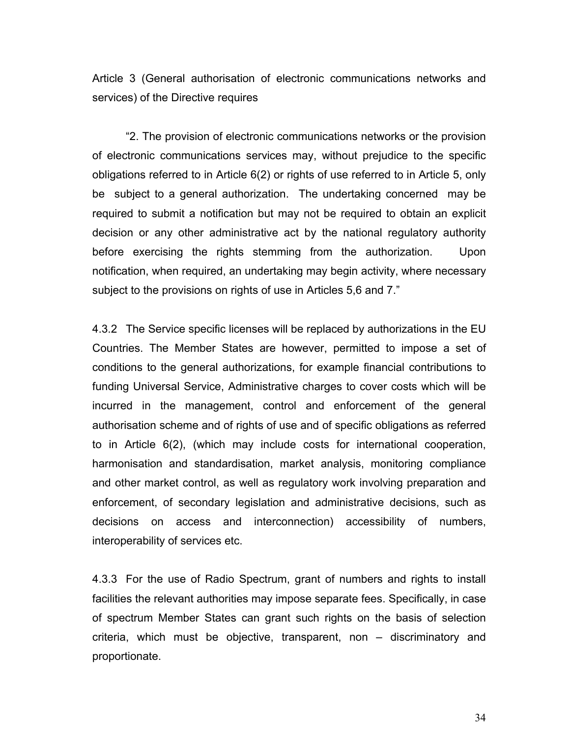Article 3 (General authorisation of electronic communications networks and services) of the Directive requires

> "2. The provision of electronic communications networks or the provision of electronic communications services may, without prejudice to the specific obligations referred to in Article 6(2) or rights of use referred to in Article 5, only be subject to a general authorization. The undertaking concerned may be required to submit a notification but may not be required to obtain an explicit decision or any other administrative act by the national regulatory authority before exercising the rights stemming from the authorization. Upon notification, when required, an undertaking may begin activity, where necessary subject to the provisions on rights of use in Articles 5,6 and 7."

4.3.2 The Service specific licenses will be replaced by authorizations in the EU Countries. The Member States are however, permitted to impose a set of conditions to the general authorizations, for example financial contributions to funding Universal Service, Administrative charges to cover costs which will be incurred in the management, control and enforcement of the general authorisation scheme and of rights of use and of specific obligations as referred to in Article 6(2), (which may include costs for international cooperation, harmonisation and standardisation, market analysis, monitoring compliance and other market control, as well as regulatory work involving preparation and enforcement, of secondary legislation and administrative decisions, such as decisions on access and interconnection) accessibility of numbers, interoperability of services etc.

4.3.3 For the use of Radio Spectrum, grant of numbers and rights to install facilities the relevant authorities may impose separate fees. Specifically, in case of spectrum Member States can grant such rights on the basis of selection criteria, which must be objective, transparent, non – discriminatory and proportionate.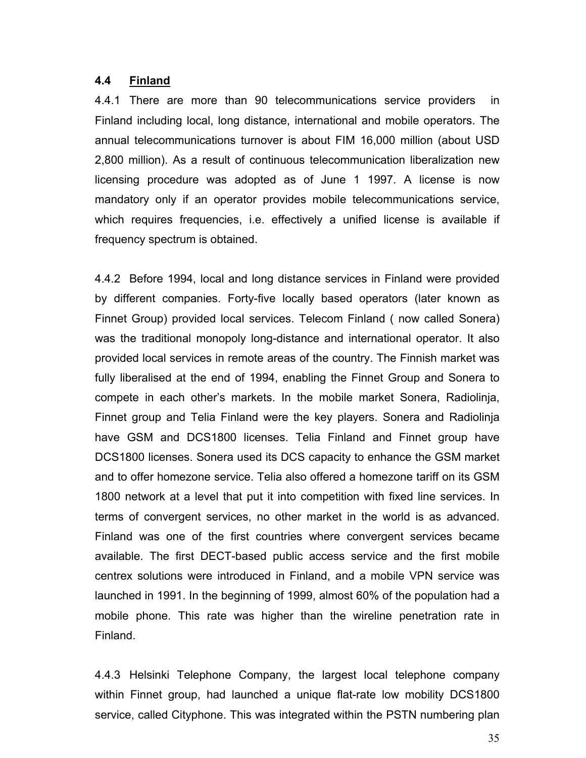## 4.4 <u>Finland</u>

4.4.1 There are more than 90 telecommunications service providers in Finland including local, long distance, international and mobile operators. The annual telecommunications turnover is about FIM 16,000 million (about USD 2,800 million). As a result of continuous telecommunication liberalization new licensing procedure was adopted as of June 1 1997. A license is now mandatory only if an operator provides mobile telecommunications service, which requires frequencies, i.e. effectively a unified license is available if frequency spectrum is obtained.

4.4.2 Before 1994, local and long distance services in Finland were provided by different companies. Forty-five locally based operators (later known as Finnet Group) provided local services. Telecom Finland ( now called Sonera) was the traditional monopoly long-distance and international operator. It also provided local services in remote areas of the country. The Finnish market was fully liberalised at the end of 1994, enabling the Finnet Group and Sonera to compete in each other's markets. In the mobile market Sonera, Radiolinja, Finnet group and Telia Finland were the key players. Sonera and Radiolinja have GSM and DCS1800 licenses. Telia Finland and Finnet group have DCS1800 licenses. Sonera used its DCS capacity to enhance the GSM market and to offer homezone service. Telia also offered a homezone tariff on its GSM 1800 network at a level that put it into competition with fixed line services. In terms of convergent services, no other market in the world is as advanced. Finland was one of the first countries where convergent services became available. The first DECT-based public access service and the first mobile centrex solutions were introduced in Finland, and a mobile VPN service was launched in 1991. In the beginning of 1999, almost 60% of the population had a mobile phone. This rate was higher than the wireline penetration rate in Finland.

4.4.3 Helsinki Telephone Company, the largest local telephone company within Finnet group, had launched a unique flat-rate low mobility DCS1800 service, called Cityphone. This was integrated within the PSTN numbering plan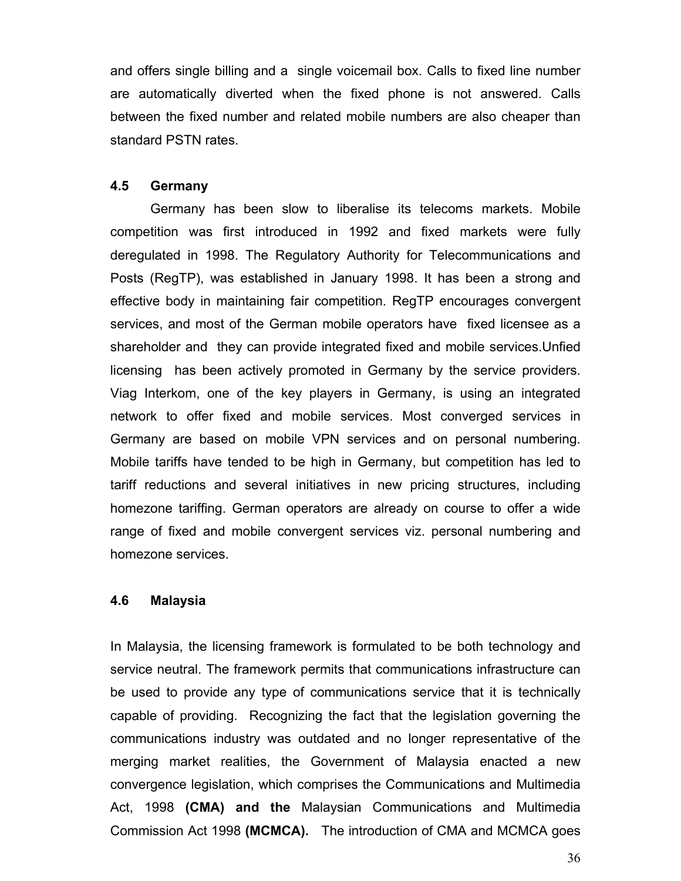and offers single billing and a single voicemail box. Calls to fixed line number are automatically diverted when the fixed phone is not answered. Calls between the fixed number and related mobile numbers are also cheaper than standard PSTN rates.

### 4.5 Germany

Germany has been slow to liberalise its telecoms markets. Mobile competition was first introduced in 1992 and fixed markets were fully deregulated in 1998. The Regulatory Authority for Telecommunications and Posts (RegTP), was established in January 1998. It has been a strong and effective body in maintaining fair competition. RegTP encourages convergent services, and most of the German mobile operators have fixed licensee as a shareholder and they can provide integrated fixed and mobile services.Unfied licensing has been actively promoted in Germany by the service providers. Viag Interkom, one of the key players in Germany, is using an integrated network to offer fixed and mobile services. Most converged services in Germany are based on mobile VPN services and on personal numbering. Mobile tariffs have tended to be high in Germany, but competition has led to tariff reductions and several initiatives in new pricing structures, including homezone tariffing. German operators are already on course to offer a wide range of fixed and mobile convergent services viz. personal numbering and homezone services.

### 4.6 Malaysia

In Malaysia, the licensing framework is formulated to be both technology and service neutral. The framework permits that communications infrastructure can be used to provide any type of communications service that it is technically capable of providing. Recognizing the fact that the legislation governing the communications industry was outdated and no longer representative of the merging market realities, the Government of Malaysia enacted a new convergence legislation, which comprises the Communications and Multimedia Act, 1998 **(CMA) and the** Malaysian Communications and Multimedia Commission Act 1998 **(MCMCA).** The introduction of CMA and MCMCA goes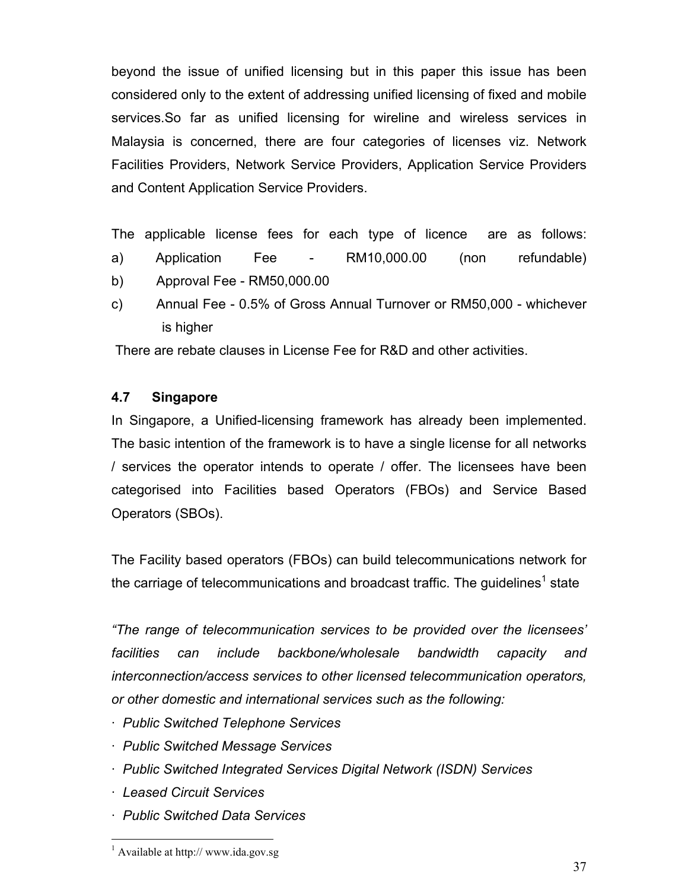beyond the issue of unified licensing but in this paper this issue has been considered only to the extent of addressing unified licensing of fixed and mobile services.So far as unified licensing for wireline and wireless services in Malaysia is concerned, there are four categories of licenses viz. Network Facilities Providers, Network Service Providers, Application Service Providers and Content Application Service Providers.

The applicable license fees for each type of licence are as follows:

a) Application Fee - RM10,000.00 (non refundable)

b) Approval Fee - RM50,000.00

c) Annual Fee - 0.5% of Gross Annual Turnover or RM50,000 - whichever is higher

There are rebate clauses in License Fee for R&D and other activities.

### 4.7 Singapore

In Singapore, a Unified-licensing framework has already been implemented. The basic intention of the framework is to have a single license for all networks / services the operator intends to operate / offer. The licensees have been categorised into Facilities based Operators (FBOs) and Service Based Operators (SBOs).

The Facility based operators (FBOs) can build telecommunications network for the carriage of telecommunications and broadcast traffic. The guidelines[1] state

*"The range of telecommunication services to be provided over the licensees' facilities can include backbone/wholesale bandwidth capacity and interconnection/access services to other licensed telecommunication operators, or other domestic and international services such as the following:*

- *Public Switched Telephone Services*
- *Public Switched Message Services*
- *Public Switched Integrated Services Digital Network (ISDN) Services*
- *Leased Circuit Services*
- *Public Switched Data Services*

[1] Available at http:// www.ida.gov.sg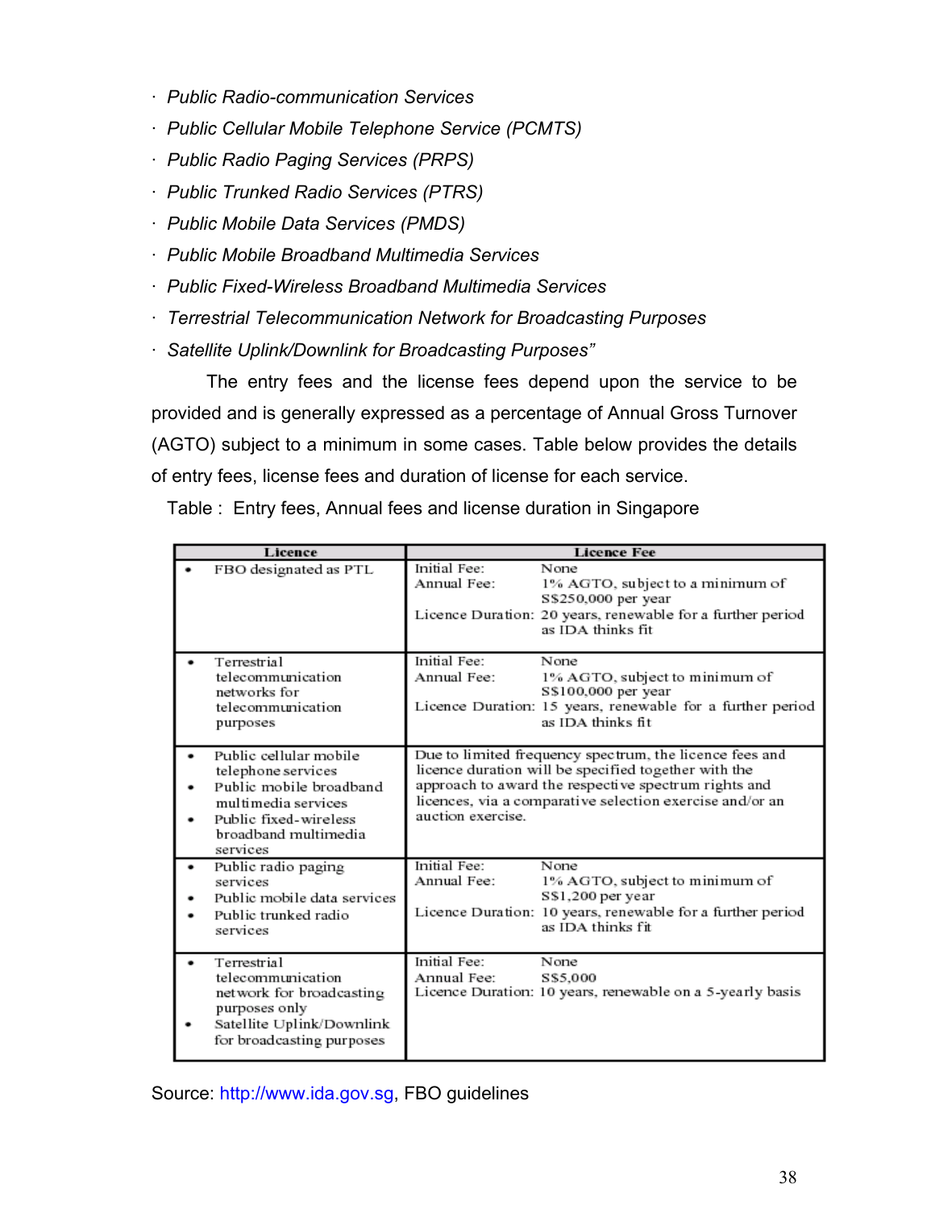- *Public Radio-communication Services*
- *Public Cellular Mobile Telephone Service (PCMTS)*
- *Public Radio Paging Services (PRPS)*
- *Public Trunked Radio Services (PTRS)*
- *Public Mobile Data Services (PMDS)*
- *Public Mobile Broadband Multimedia Services*
- *Public Fixed-Wireless Broadband Multimedia Services*
- *Terrestrial Telecommunication Network for Broadcasting Purposes*
- *Satellite Uplink/Downlink for Broadcasting Purposes"*

The entry fees and the license fees depend upon the service to be provided and is generally expressed as a percentage of Annual Gross Turnover (AGTO) subject to a minimum in some cases. Table below provides the details of entry fees, license fees and duration of license for each service.

Table : Entry fees, Annual fees and license duration in Singapore

| Licence | Licence Fee |
|---|---|
| • FBO designated as PTL | Initial Fee: None<br>Annual Fee: 1% AGTO, subject to a minimum of S$250,000 per year<br>Licence Duration: 20 years, renewable for a further period as IDA thinks fit |
| • Terrestrial telecommunication networks for telecommunication purposes | Initial Fee: None<br>Annual Fee: 1% AGTO, subject to minimum of S$100,000 per year<br>Licence Duration: 15 years, renewable for a further period as IDA thinks fit |
| • Public cellular mobile telephone services<br>• Public mobile broadband multimedia services<br>• Public fixed-wireless broadband multimedia services | Due to limited frequency spectrum, the licence fees and licence duration will be specified together with the approach to award the respective spectrum rights and licences, via a comparative selection exercise and/or an auction exercise. |
| • Public radio paging services<br>• Public mobile data services<br>• Public trunked radio services | Initial Fee: None<br>Annual Fee: 1% AGTO, subject to minimum of S$1,200 per year<br>Licence Duration: 10 years, renewable for a further period as IDA thinks fit |
| • Terrestrial telecommunication network for broadcasting purposes only<br>• Satellite Uplink/Downlink for broadcasting purposes | Initial Fee: None<br>Annual Fee: S$5,000<br>Licence Duration: 10 years, renewable on a 5-yearly basis |

Source: http://www.ida.gov.sg, FBO guidelines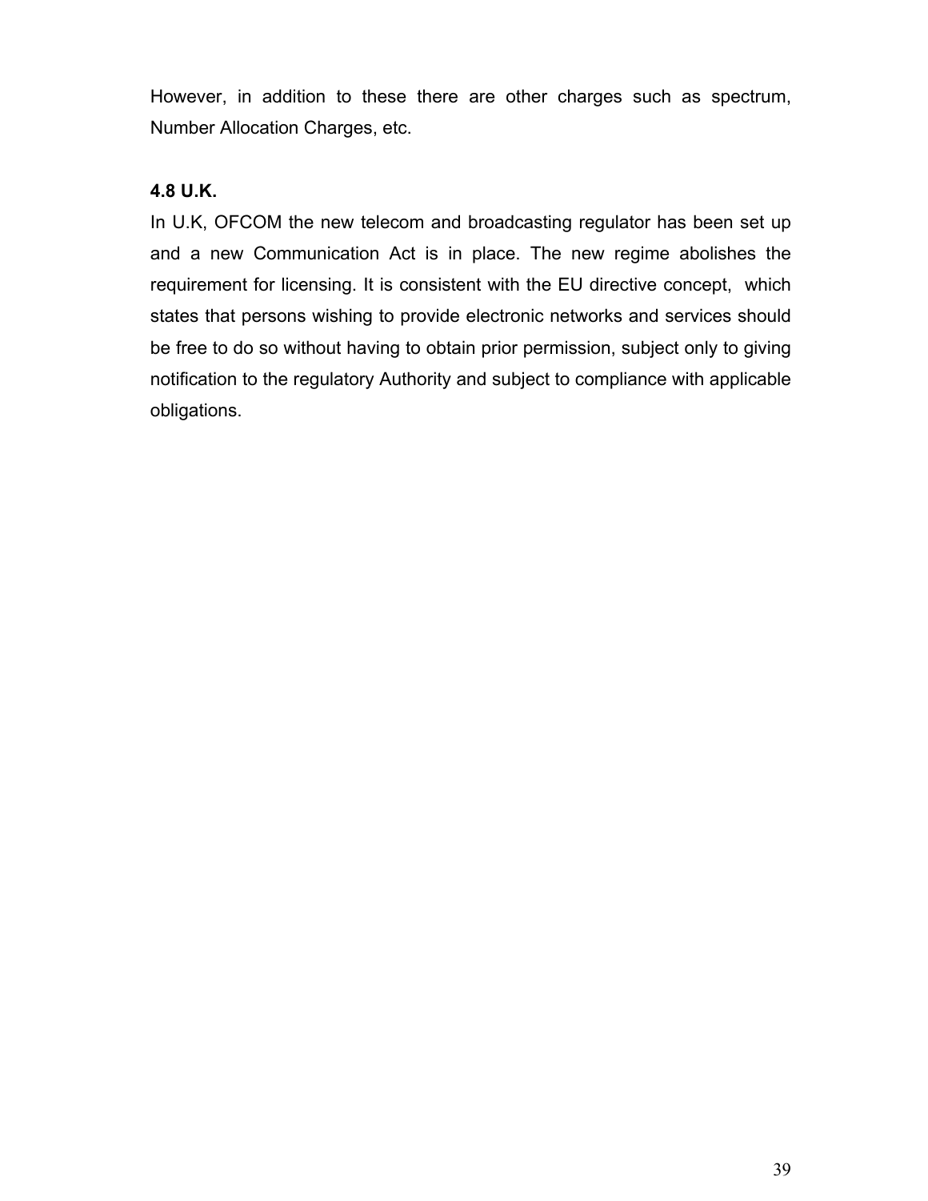However, in addition to these there are other charges such as spectrum, Number Allocation Charges, etc.

### 4.8 U.K.

In U.K, OFCOM the new telecom and broadcasting regulator has been set up and a new Communication Act is in place. The new regime abolishes the requirement for licensing. It is consistent with the EU directive concept, which states that persons wishing to provide electronic networks and services should be free to do so without having to obtain prior permission, subject only to giving notification to the regulatory Authority and subject to compliance with applicable obligations.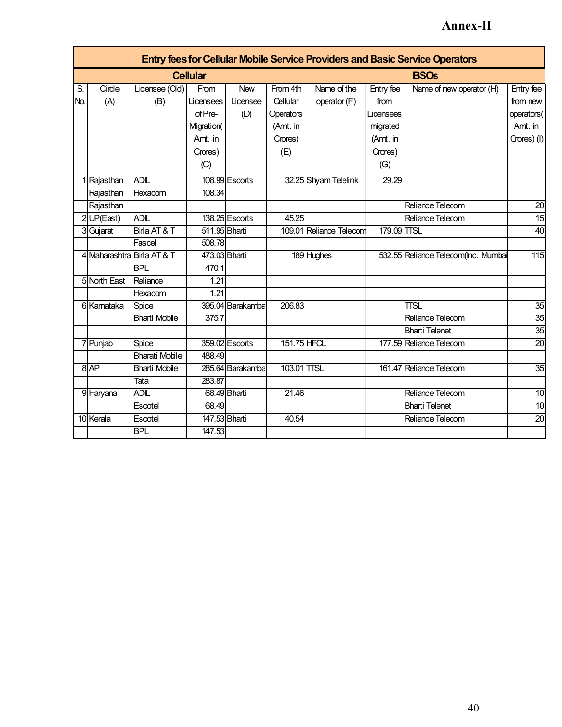# Annex-II

| Entry fees for Cellular Mobile Service Providers and Basic Service Operators | | | | | | | | | |
|---|---|---|---|---|---|---|---|---|---|
| Cellular | | | | | | BSOs | | | |
| S. No. | Circle (A) | Licensee (Old) (B) | From Licensees of Pre-Migration( Amt. in Crores) (C) | New Licensee (D) | From 4th Cellular Operators (Amt. in Crores) (E) | Name of the operator (F) | Entry fee from Licensees migrated (Amt. in Crores) (G) | Name of new operator (H) | Entry fee from new operators( Amt. in Crores) (I) |
| 1 | Rajasthan | ADIL | 108.99 | Escorts | 32.25 | Shyam Telelink | 29.29 | | |
| | Rajasthan | Hexacom | 108.34 | | | | | | |
| | Rajasthan | | | | | | | Reliance Telecom | 20 |
| 2 | UP(East) | ADIL | 138.25 | Escorts | 45.25 | | | Reliance Telecom | 15 |
| 3 | Gujarat | Birla AT & T | 511.95 | Bharti | 109.01 | Reliance Telecom | 179.09 | TTSL | 40 |
| | | Fascel | 508.78 | | | | | | |
| 4 | Maharashtra | Birla AT & T | 473.03 | Bharti | 189 | Hughes | 532.55 | Reliance Telecom(Inc. Mumbai | 115 |
| | | BPL | 470.1 | | | | | | |
| 5 | North East | Reliance | 1.21 | | | | | | |
| | | Hexacom | 1.21 | | | | | | |
| 6 | Karnataka | Spice | 395.04 | Barakamba | 206.83 | | | TTSL | 35 |
| | | Bharti Mobile | 375.7 | | | | | Reliance Telecom | 35 |
| | | | | | | | | Bharti Telenet | 35 |
| 7 | Punjab | Spice | 359.02 | Escorts | 151.75 | HFCL | 177.59 | Reliance Telecom | 20 |
| | | Bharati Mobile | 488.49 | | | | | | |
| 8 | AP | Bharti Mobile | 285.64 | Barakamba | 103.01 | TTSL | 161.47 | Reliance Telecom | 35 |
| | | Tata | 283.87 | | | | | | |
| 9 | Haryana | ADIL | 68.49 | Bharti | 21.46 | | | Reliance Telecom | 10 |
| | | Escotel | 68.49 | | | | | Bharti Telenet | 10 |
| 10 | Kerala | Escotel | 147.53 | Bharti | 40.54 | | | Reliance Telecom | 20 |
| | | BPL | 147.53 | | | | | | |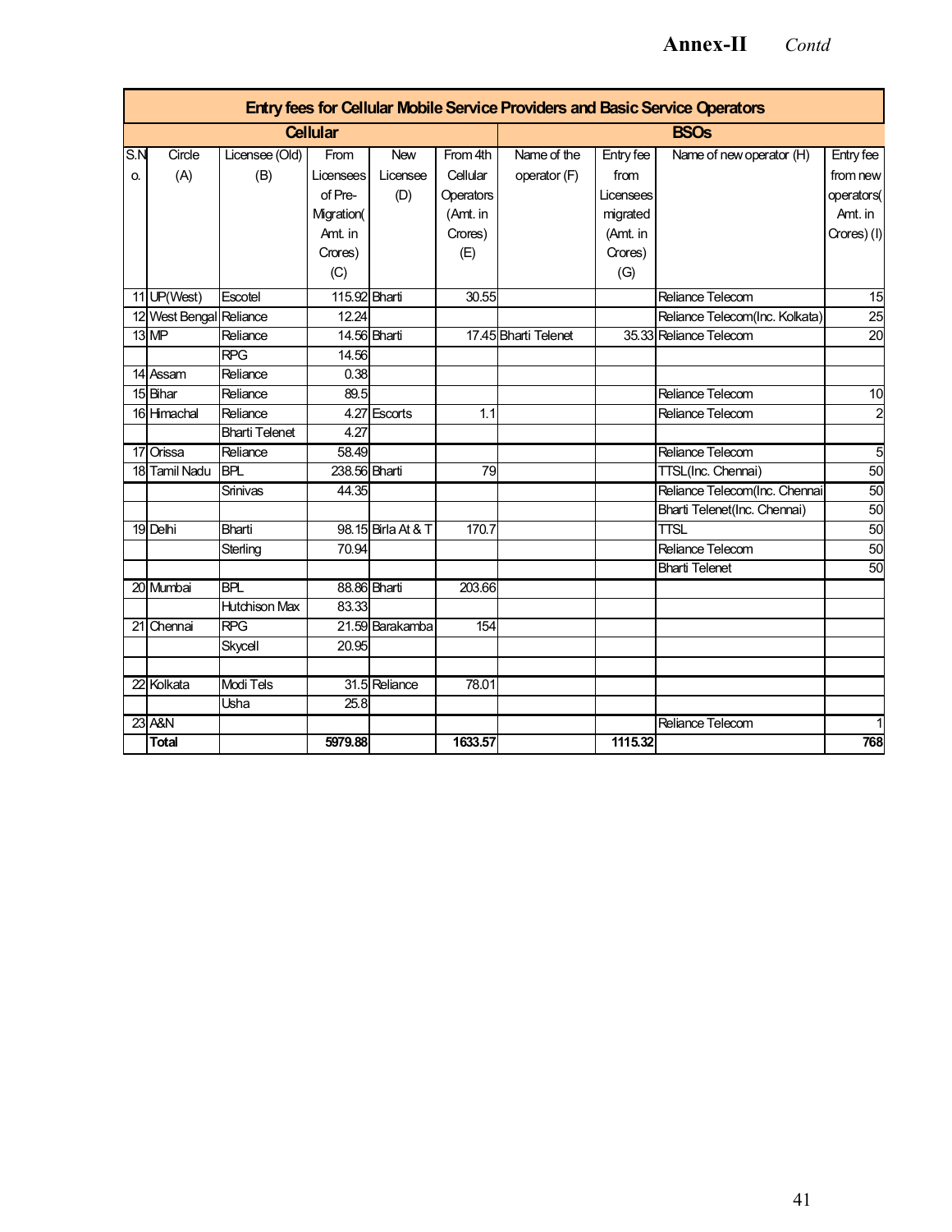**Annex-II** *Contd*

| Entry fees for Cellular Mobile Service Providers and Basic Service Operators | | | | | | | | | |
|---|---|---|---|---|---|---|---|---|---|
| Cellular | | | | | | BSOs | | | |
| S.No. | Circle (A) | Licensee (Old) (B) | From Licensees of Pre-Migration( Amt. in Crores) (C) | New Licensee (D) | From 4th Cellular Operators (Amt. in Crores) (E) | Name of the operator (F) | Entry fee from Licensees migrated (Amt. in Crores) (G) | Name of new operator (H) | Entry fee from new operators( Amt. in Crores) (I) |
| 11 | UP(West) | Escotel | 115.92 | Bharti | 30.55 | | | Reliance Telecom | 15 |
| 12 | West Bengal | Reliance | 12.24 | | | | | Reliance Telecom(Inc. Kolkata) | 25 |
| 13 | MP | Reliance | 14.56 | Bharti | 17.45 | Bharti Telenet | 35.33 | Reliance Telecom | 20 |
| | | RPG | 14.56 | | | | | | |
| 14 | Assam | Reliance | 0.38 | | | | | | |
| 15 | Bihar | Reliance | 89.5 | | | | | Reliance Telecom | 10 |
| 16 | Himachal | Reliance | 4.27 | Escorts | 1.1 | | | Reliance Telecom | 2 |
| | | Bharti Telenet | 4.27 | | | | | | |
| 17 | Orissa | Reliance | 58.49 | | | | | Reliance Telecom | 5 |
| 18 | Tamil Nadu | BPL | 238.56 | Bharti | 79 | | | TTSL(Inc. Chennai) | 50 |
| | | Srinivas | 44.35 | | | | | Reliance Telecom(Inc. Chennai | 50 |
| | | | | | | | | Bharti Telenet(Inc. Chennai) | 50 |
| 19 | Delhi | Bharti | 98.15 | Birla At & T | 170.7 | | | TTSL | 50 |
| | | Sterling | 70.94 | | | | | Reliance Telecom | 50 |
| | | | | | | | | Bharti Telenet | 50 |
| 20 | Mumbai | BPL | 88.86 | Bharti | 203.66 | | | | |
| | | Hutchison Max | 83.33 | | | | | | |
| 21 | Chennai | RPG | 21.59 | Barakamba | 154 | | | | |
| | | Skycell | 20.95 | | | | | | |
| | | | | | | | | | |
| 22 | Kolkata | Modi Tels | 31.5 | Reliance | 78.01 | | | | |
| | | Usha | 25.8 | | | | | | |
| 23 | A&N | | | | | | | Reliance Telecom | 1 |
| | **Total** | | **5979.88** | | **1633.57** | | **1115.32** | | **768** |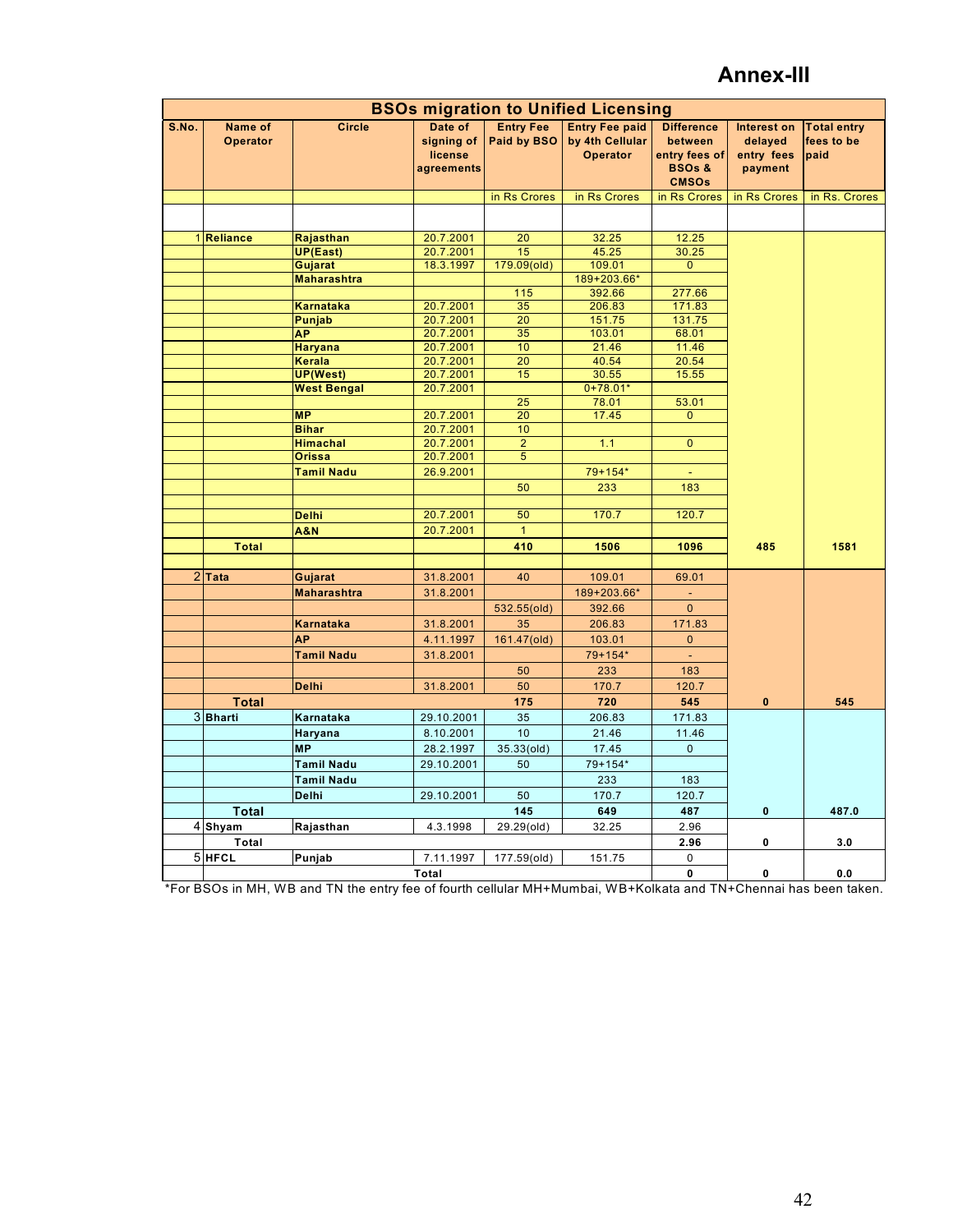# Annex-III

| BSOs migration to Unified Licensing | | | | | | | | |
|---|---|---|---|---|---|---|---|---|
| S.No. | Name of Operator | Circle | Date of signing of license agreements | Entry Fee Paid by BSO | Entry Fee paid by 4th Cellular Operator | Difference between entry fees of BSOs & CMSOs | Interest on delayed entry fees payment | Total entry fees to be paid |
| | | | | in Rs Crores | in Rs Crores | in Rs Crores | in Rs Crores | in Rs. Crores |
| 1 | Reliance | Rajasthan | 20.7.2001 | 20 | 32.25 | 12.25 | | |
| | | UP(East) | 20.7.2001 | 15 | 45.25 | 30.25 | | |
| | | Gujarat | 18.3.1997 | 179.09(old) | 109.01 | 0 | | |
| | | Maharashtra | | | 189+203.66* | | | |
| | | | | 115 | 392.66 | 277.66 | | |
| | | Karnataka | 20.7.2001 | 35 | 206.83 | 171.83 | | |
| | | Punjab | 20.7.2001 | 20 | 151.75 | 131.75 | | |
| | | AP | 20.7.2001 | 35 | 103.01 | 68.01 | | |
| | | Haryana | 20.7.2001 | 10 | 21.46 | 11.46 | | |
| | | Kerala | 20.7.2001 | 20 | 40.54 | 20.54 | | |
| | | UP(West) | 20.7.2001 | 15 | 30.55 | 15.55 | | |
| | | West Bengal | 20.7.2001 | | 0+78.01* | | | |
| | | | | 25 | 78.01 | 53.01 | | |
| | | MP | 20.7.2001 | 20 | 17.45 | 0 | | |
| | | Bihar | 20.7.2001 | 10 | | | | |
| | | Himachal | 20.7.2001 | 2 | 1.1 | 0 | | |
| | | Orissa | 20.7.2001 | 5 | | | | |
| | | Tamil Nadu | 26.9.2001 | | 79+154* | - | | |
| | | | | 50 | 233 | 183 | | |
| | | Delhi | 20.7.2001 | 50 | 170.7 | 120.7 | | |
| | | A&N | 20.7.2001 | 1 | | | | |
| | Total | | | 410 | 1506 | 1096 | 485 | 1581 |
| 2 | Tata | Gujarat | 31.8.2001 | 40 | 109.01 | 69.01 | | |
| | | Maharashtra | 31.8.2001 | | 189+203.66* | - | | |
| | | | | 532.55(old) | 392.66 | 0 | | |
| | | Karnataka | 31.8.2001 | 35 | 206.83 | 171.83 | | |
| | | AP | 4.11.1997 | 161.47(old) | 103.01 | 0 | | |
| | | Tamil Nadu | 31.8.2001 | | 79+154* | - | | |
| | | | | 50 | 233 | 183 | | |
| | | Delhi | 31.8.2001 | 50 | 170.7 | 120.7 | | |
| | Total | | | 175 | 720 | 545 | 0 | 545 |
| 3 | Bharti | Karnataka | 29.10.2001 | 35 | 206.83 | 171.83 | | |
| | | Haryana | 8.10.2001 | 10 | 21.46 | 11.46 | | |
| | | MP | 28.2.1997 | 35.33(old) | 17.45 | 0 | | |
| | | Tamil Nadu | 29.10.2001 | 50 | 79+154* | | | |
| | | Tamil Nadu | | | 233 | 183 | | |
| | | Delhi | 29.10.2001 | 50 | 170.7 | 120.7 | | |
| | Total | | | 145 | 649 | 487 | 0 | 487.0 |
| 4 | Shyam | Rajasthan | 4.3.1998 | 29.29(old) | 32.25 | 2.96 | | |
| | Total | | | | | 2.96 | 0 | 3.0 |
| 5 | HFCL | Punjab | 7.11.1997 | 177.59(old) | 151.75 | 0 | | |
| | | | Total | | | 0 | 0 | 0.0 |

*For BSOs in MH, WB and TN the entry fee of fourth cellular MH+Mumbai, WB+Kolkata and TN+Chennai has been taken.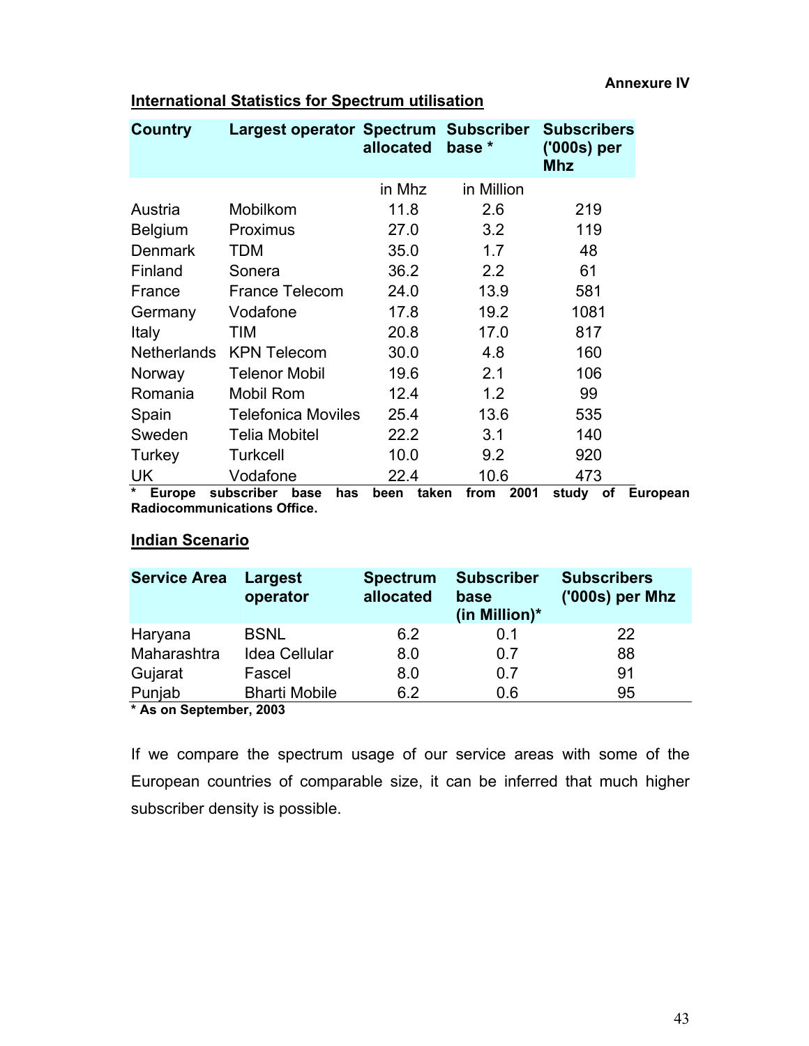Annexure IV

**International Statistics for Spectrum utilisation**

| Country | Largest operator | Spectrum allocated | Subscriber base * | Subscribers ('000s) per Mhz |
|---|---|---|---|---|
| | | in Mhz | in Million | |
| Austria | Mobilkom | 11.8 | 2.6 | 219 |
| Belgium | Proximus | 27.0 | 3.2 | 119 |
| Denmark | TDM | 35.0 | 1.7 | 48 |
| Finland | Sonera | 36.2 | 2.2 | 61 |
| France | France Telecom | 24.0 | 13.9 | 581 |
| Germany | Vodafone | 17.8 | 19.2 | 1081 |
| Italy | TIM | 20.8 | 17.0 | 817 |
| Netherlands | KPN Telecom | 30.0 | 4.8 | 160 |
| Norway | Telenor Mobil | 19.6 | 2.1 | 106 |
| Romania | Mobil Rom | 12.4 | 1.2 | 99 |
| Spain | Telefonica Moviles | 25.4 | 13.6 | 535 |
| Sweden | Telia Mobitel | 22.2 | 3.1 | 140 |
| Turkey | Turkcell | 10.0 | 9.2 | 920 |
| UK | Vodafone | 22.4 | 10.6 | 473 |

**\* Europe subscriber base has been taken from 2001 study of European Radiocommunications Office.**

**Indian Scenario**

| Service Area | Largest operator | Spectrum allocated | Subscriber base (in Million)* | Subscribers ('000s) per Mhz |
|---|---|---|---|---|
| Haryana | BSNL | 6.2 | 0.1 | 22 |
| Maharashtra | Idea Cellular | 8.0 | 0.7 | 88 |
| Gujarat | Fascel | 8.0 | 0.7 | 91 |
| Punjab | Bharti Mobile | 6.2 | 0.6 | 95 |

**\* As on September, 2003**

If we compare the spectrum usage of our service areas with some of the European countries of comparable size, it can be inferred that much higher subscriber density is possible.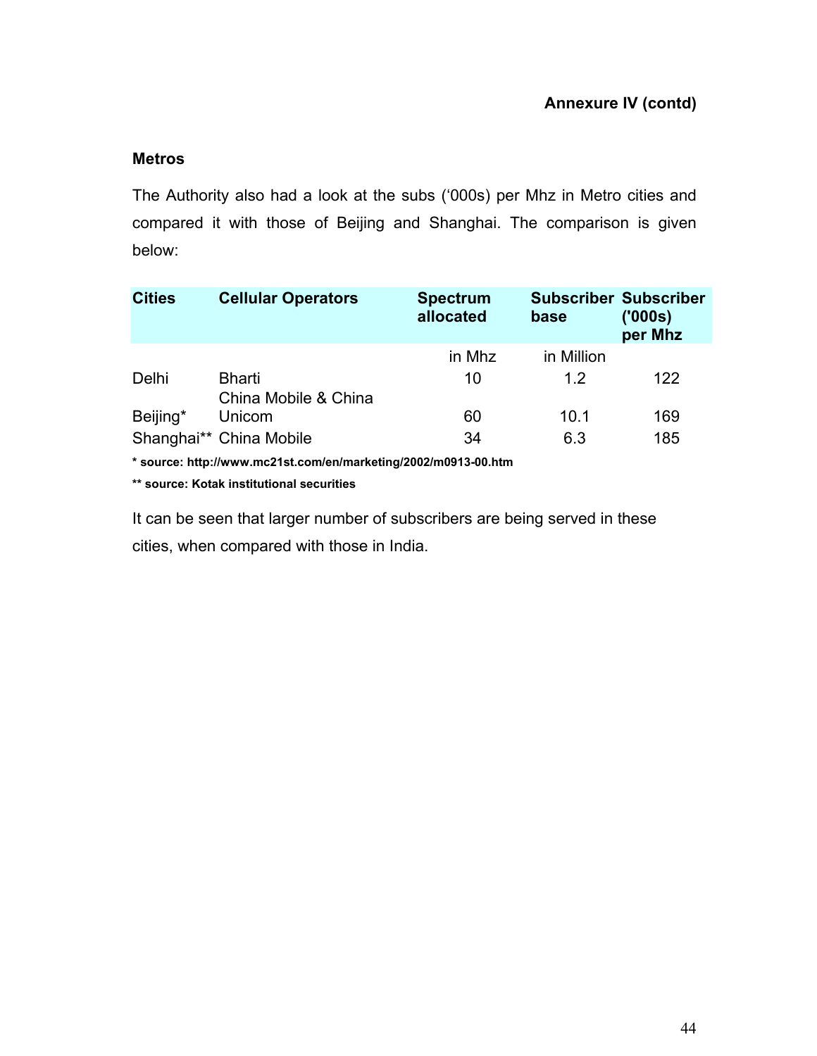**Annexure IV (contd)**

**Metros**

The Authority also had a look at the subs ('000s) per Mhz in Metro cities and compared it with those of Beijing and Shanghai. The comparison is given below:

| Cities | Cellular Operators | Spectrum allocated | Subscriber base | Subscriber ('000s) per Mhz |
|---|---|---|---|---|
| | | in Mhz | in Million | |
| Delhi | Bharti | 10 | 1.2 | 122 |
| Beijing* | China Mobile & China Unicom | 60 | 10.1 | 169 |
| Shanghai** | China Mobile | 34 | 6.3 | 185 |

**\* source: http://www.mc21st.com/en/marketing/2002/m0913-00.htm**

**\*\* source: Kotak institutional securities**

It can be seen that larger number of subscribers are being served in these cities, when compared with those in India.